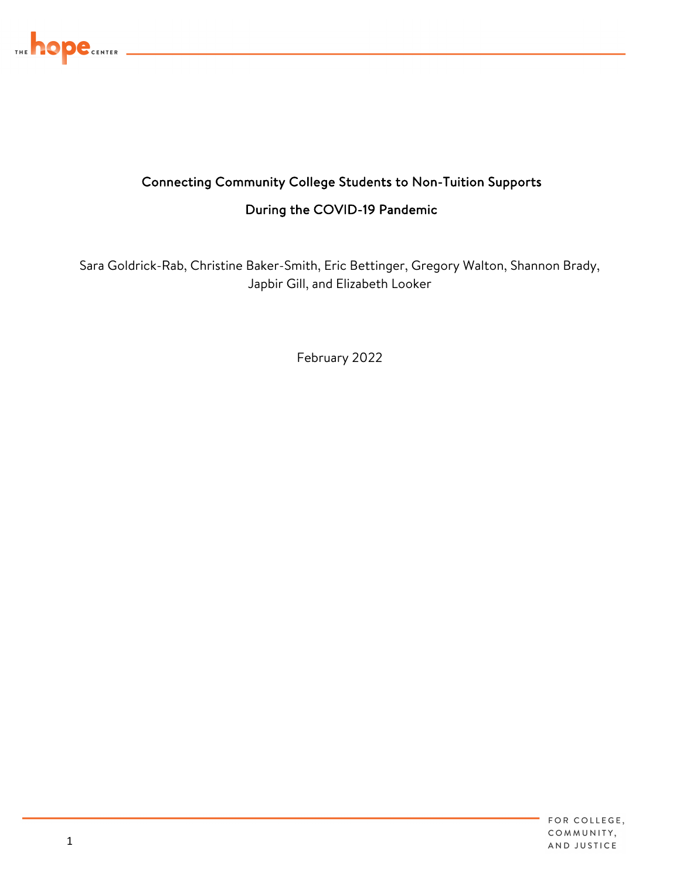# Connecting Community College Students to Non-Tuition Supports During the COVID-19 Pandemic

Sara Goldrick-Rab, Christine Baker-Smith, Eric Bettinger, Gregory Walton, Shannon Brady, Japbir Gill, and Elizabeth Looker

February 2022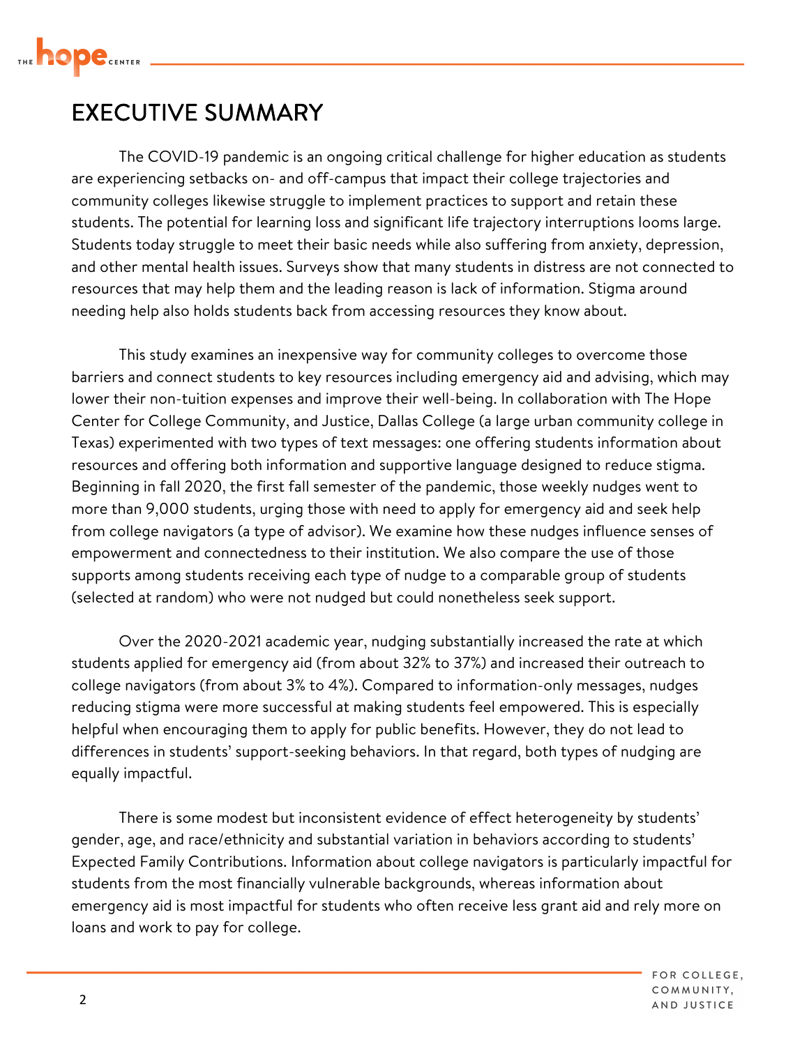# EXECUTIVE SUMMARY

The COVID-19 pandemic is an ongoing critical challenge for higher education as students are experiencing setbacks on- and off-campus that impact their college trajectories and community colleges likewise struggle to implement practices to support and retain these students. The potential for learning loss and significant life trajectory interruptions looms large. Students today struggle to meet their basic needs while also suffering from anxiety, depression, and other mental health issues. Surveys show that many students in distress are not connected to resources that may help them and the leading reason is lack of information. Stigma around needing help also holds students back from accessing resources they know about.

This study examines an inexpensive way for community colleges to overcome those barriers and connect students to key resources including emergency aid and advising, which may lower their non-tuition expenses and improve their well-being. In collaboration with The Hope Center for College Community, and Justice, Dallas College (a large urban community college in Texas) experimented with two types of text messages: one offering students information about resources and offering both information and supportive language designed to reduce stigma. Beginning in fall 2020, the first fall semester of the pandemic, those weekly nudges went to more than 9,000 students, urging those with need to apply for emergency aid and seek help from college navigators (a type of advisor). We examine how these nudges influence senses of empowerment and connectedness to their institution. We also compare the use of those supports among students receiving each type of nudge to a comparable group of students (selected at random) who were not nudged but could nonetheless seek support.

Over the 2020-2021 academic year, nudging substantially increased the rate at which students applied for emergency aid (from about 32% to 37%) and increased their outreach to college navigators (from about 3% to 4%). Compared to information-only messages, nudges reducing stigma were more successful at making students feel empowered. This is especially helpful when encouraging them to apply for public benefits. However, they do not lead to differences in students' support-seeking behaviors. In that regard, both types of nudging are equally impactful.

There is some modest but inconsistent evidence of effect heterogeneity by students' gender, age, and race/ethnicity and substantial variation in behaviors according to students' Expected Family Contributions. Information about college navigators is particularly impactful for students from the most financially vulnerable backgrounds, whereas information about emergency aid is most impactful for students who often receive less grant aid and rely more on loans and work to pay for college.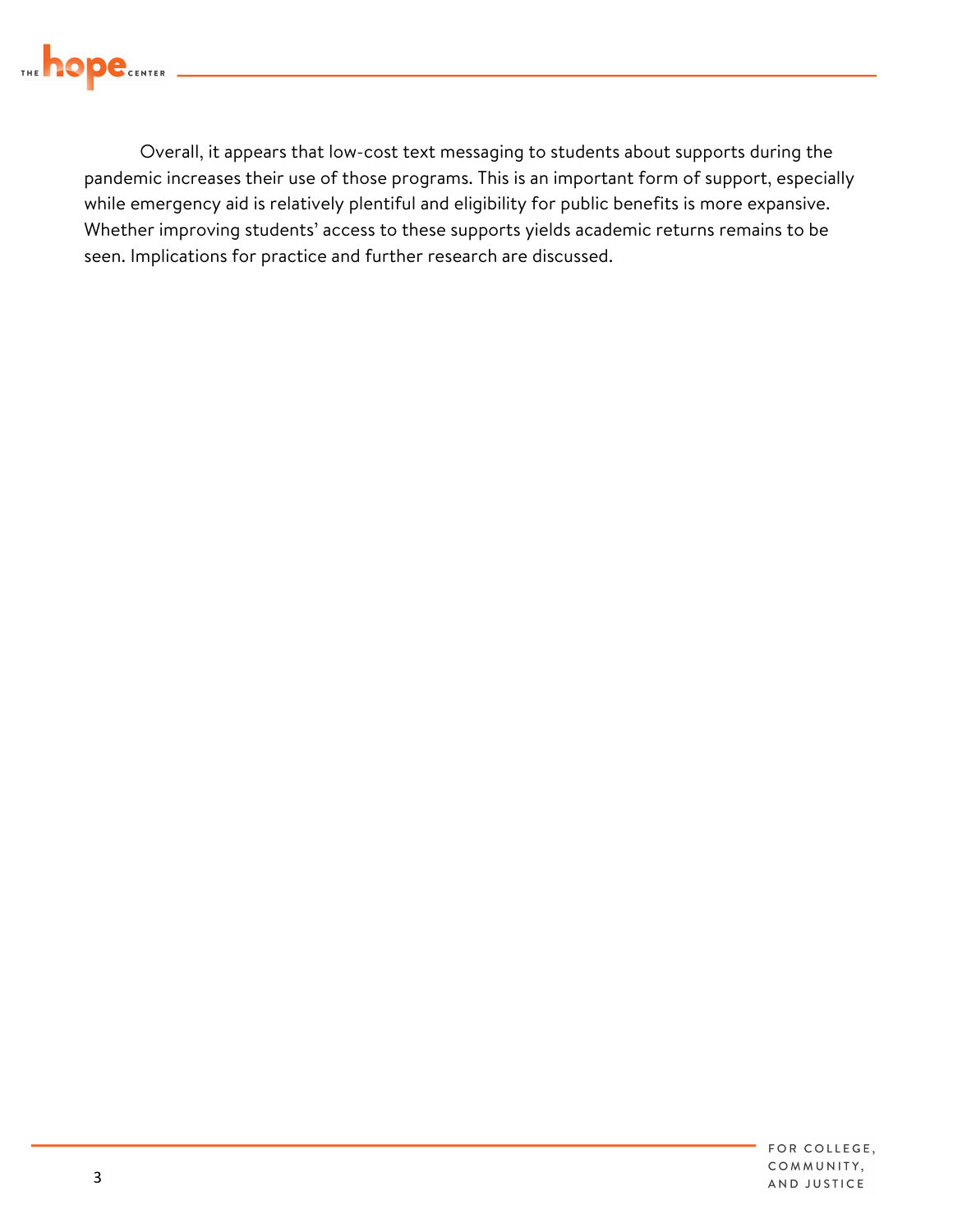Overall, it appears that low-cost text messaging to students about supports during the pandemic increases their use of those programs. This is an important form of support, especially while emergency aid is relatively plentiful and eligibility for public benefits is more expansive. Whether improving students' access to these supports yields academic returns remains to be seen. Implications for practice and further research are discussed.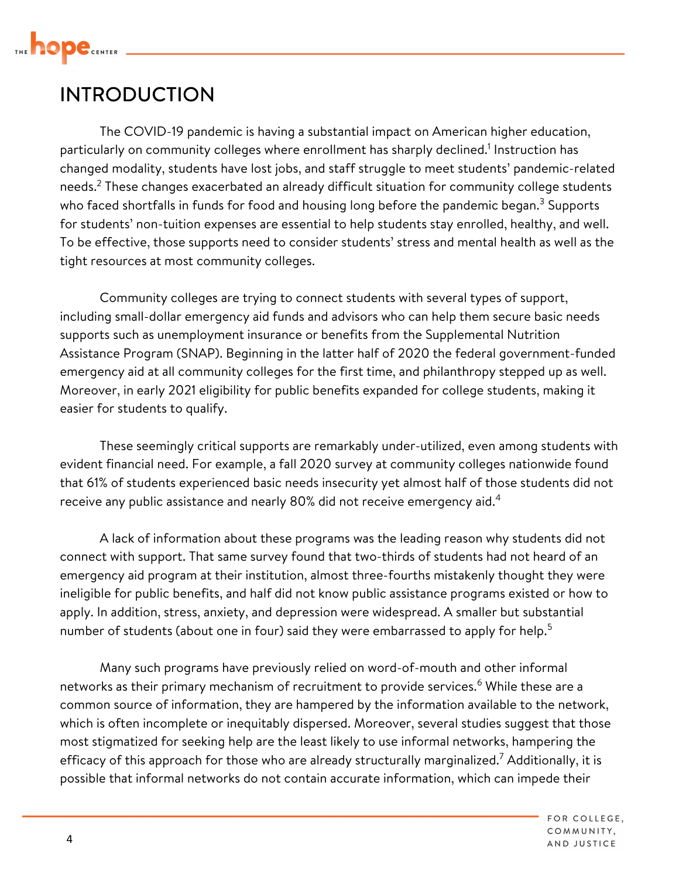# INTRODUCTION

The COVID-19 pandemic is having a substantial impact on American higher education, particularly on community colleges where enrollment has sharply declined.[1] Instruction has changed modality, students have lost jobs, and staff struggle to meet students' pandemic-related needs.[2] These changes exacerbated an already difficult situation for community college students who faced shortfalls in funds for food and housing long before the pandemic began.[3] Supports for students' non-tuition expenses are essential to help students stay enrolled, healthy, and well. To be effective, those supports need to consider students' stress and mental health as well as the tight resources at most community colleges.

Community colleges are trying to connect students with several types of support, including small-dollar emergency aid funds and advisors who can help them secure basic needs supports such as unemployment insurance or benefits from the Supplemental Nutrition Assistance Program (SNAP). Beginning in the latter half of 2020 the federal government-funded emergency aid at all community colleges for the first time, and philanthropy stepped up as well. Moreover, in early 2021 eligibility for public benefits expanded for college students, making it easier for students to qualify.

These seemingly critical supports are remarkably under-utilized, even among students with evident financial need. For example, a fall 2020 survey at community colleges nationwide found that 61% of students experienced basic needs insecurity yet almost half of those students did not receive any public assistance and nearly 80% did not receive emergency aid.[4]

A lack of information about these programs was the leading reason why students did not connect with support. That same survey found that two-thirds of students had not heard of an emergency aid program at their institution, almost three-fourths mistakenly thought they were ineligible for public benefits, and half did not know public assistance programs existed or how to apply. In addition, stress, anxiety, and depression were widespread. A smaller but substantial number of students (about one in four) said they were embarrassed to apply for help.[5]

Many such programs have previously relied on word-of-mouth and other informal networks as their primary mechanism of recruitment to provide services.[6] While these are a common source of information, they are hampered by the information available to the network, which is often incomplete or inequitably dispersed. Moreover, several studies suggest that those most stigmatized for seeking help are the least likely to use informal networks, hampering the efficacy of this approach for those who are already structurally marginalized.[7] Additionally, it is possible that informal networks do not contain accurate information, which can impede their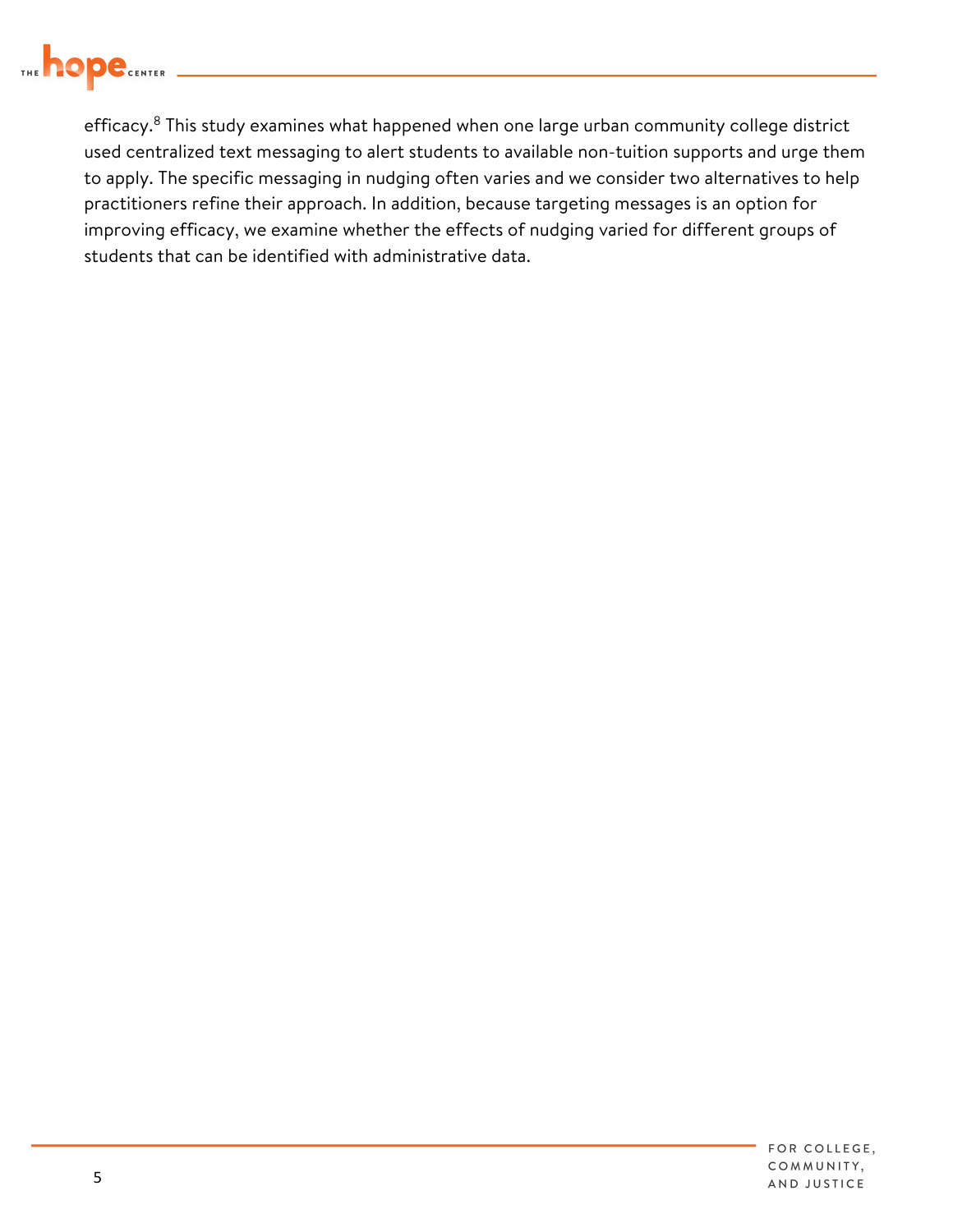efficacy.[8] This study examines what happened when one large urban community college district used centralized text messaging to alert students to available non-tuition supports and urge them to apply. The specific messaging in nudging often varies and we consider two alternatives to help practitioners refine their approach. In addition, because targeting messages is an option for improving efficacy, we examine whether the effects of nudging varied for different groups of students that can be identified with administrative data.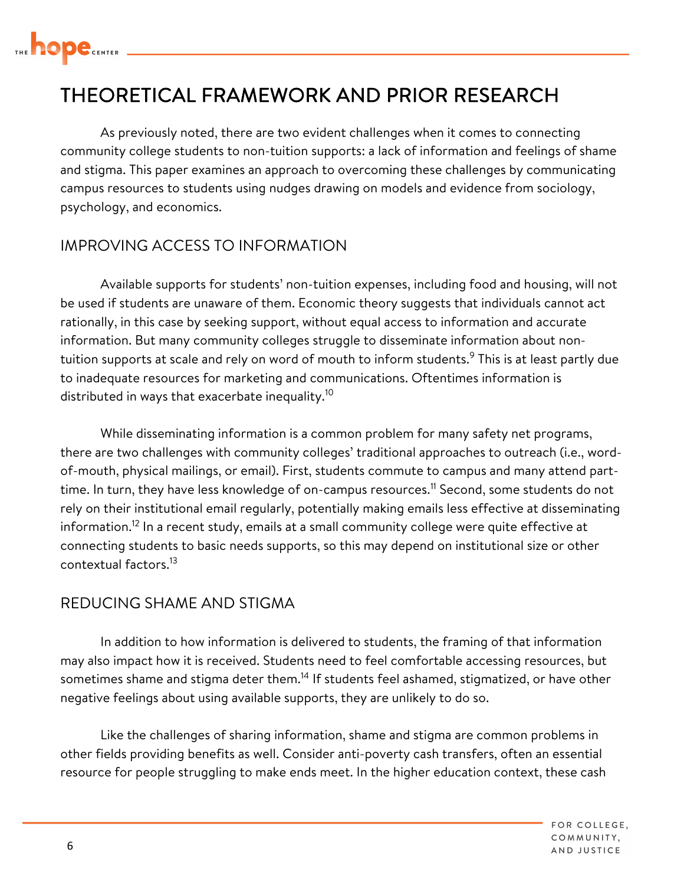# THEORETICAL FRAMEWORK AND PRIOR RESEARCH

As previously noted, there are two evident challenges when it comes to connecting community college students to non-tuition supports: a lack of information and feelings of shame and stigma. This paper examines an approach to overcoming these challenges by communicating campus resources to students using nudges drawing on models and evidence from sociology, psychology, and economics.

## IMPROVING ACCESS TO INFORMATION

Available supports for students' non-tuition expenses, including food and housing, will not be used if students are unaware of them. Economic theory suggests that individuals cannot act rationally, in this case by seeking support, without equal access to information and accurate information. But many community colleges struggle to disseminate information about non-tuition supports at scale and rely on word of mouth to inform students.[9] This is at least partly due to inadequate resources for marketing and communications. Oftentimes information is distributed in ways that exacerbate inequality.[10]

While disseminating information is a common problem for many safety net programs, there are two challenges with community colleges' traditional approaches to outreach (i.e., word-of-mouth, physical mailings, or email). First, students commute to campus and many attend part-time. In turn, they have less knowledge of on-campus resources.[11] Second, some students do not rely on their institutional email regularly, potentially making emails less effective at disseminating information.[12] In a recent study, emails at a small community college were quite effective at connecting students to basic needs supports, so this may depend on institutional size or other contextual factors.[13]

## REDUCING SHAME AND STIGMA

In addition to how information is delivered to students, the framing of that information may also impact how it is received. Students need to feel comfortable accessing resources, but sometimes shame and stigma deter them.[14] If students feel ashamed, stigmatized, or have other negative feelings about using available supports, they are unlikely to do so.

Like the challenges of sharing information, shame and stigma are common problems in other fields providing benefits as well. Consider anti-poverty cash transfers, often an essential resource for people struggling to make ends meet. In the higher education context, these cash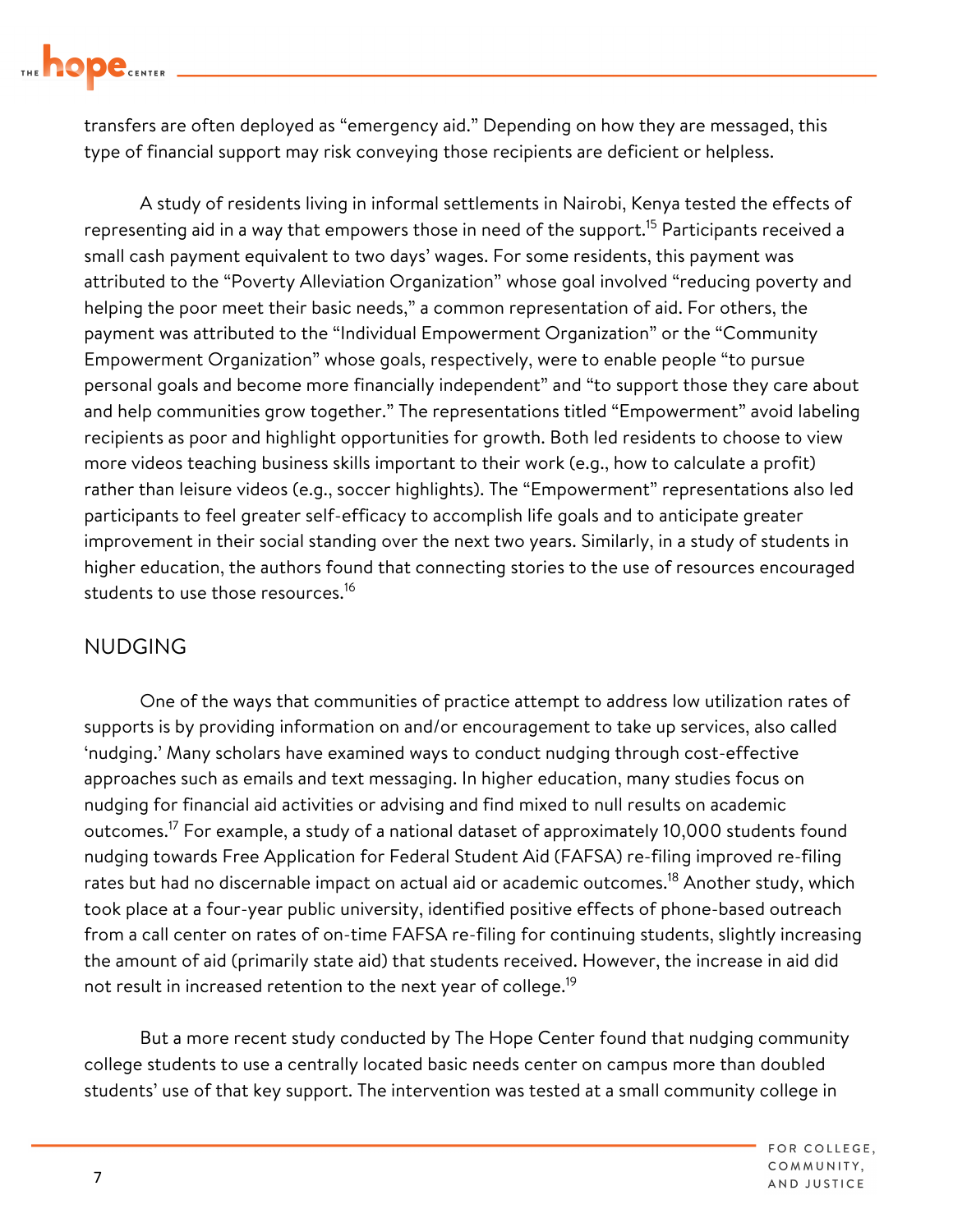transfers are often deployed as "emergency aid." Depending on how they are messaged, this type of financial support may risk conveying those recipients are deficient or helpless.

A study of residents living in informal settlements in Nairobi, Kenya tested the effects of representing aid in a way that empowers those in need of the support.[15] Participants received a small cash payment equivalent to two days' wages. For some residents, this payment was attributed to the "Poverty Alleviation Organization" whose goal involved "reducing poverty and helping the poor meet their basic needs," a common representation of aid. For others, the payment was attributed to the "Individual Empowerment Organization" or the "Community Empowerment Organization" whose goals, respectively, were to enable people "to pursue personal goals and become more financially independent" and "to support those they care about and help communities grow together." The representations titled "Empowerment" avoid labeling recipients as poor and highlight opportunities for growth. Both led residents to choose to view more videos teaching business skills important to their work (e.g., how to calculate a profit) rather than leisure videos (e.g., soccer highlights). The "Empowerment" representations also led participants to feel greater self-efficacy to accomplish life goals and to anticipate greater improvement in their social standing over the next two years. Similarly, in a study of students in higher education, the authors found that connecting stories to the use of resources encouraged students to use those resources.[16]

## NUDGING

One of the ways that communities of practice attempt to address low utilization rates of supports is by providing information on and/or encouragement to take up services, also called 'nudging.' Many scholars have examined ways to conduct nudging through cost-effective approaches such as emails and text messaging. In higher education, many studies focus on nudging for financial aid activities or advising and find mixed to null results on academic outcomes.[17] For example, a study of a national dataset of approximately 10,000 students found nudging towards Free Application for Federal Student Aid (FAFSA) re-filing improved re-filing rates but had no discernable impact on actual aid or academic outcomes.[18] Another study, which took place at a four-year public university, identified positive effects of phone-based outreach from a call center on rates of on-time FAFSA re-filing for continuing students, slightly increasing the amount of aid (primarily state aid) that students received. However, the increase in aid did not result in increased retention to the next year of college.[19]

But a more recent study conducted by The Hope Center found that nudging community college students to use a centrally located basic needs center on campus more than doubled students' use of that key support. The intervention was tested at a small community college in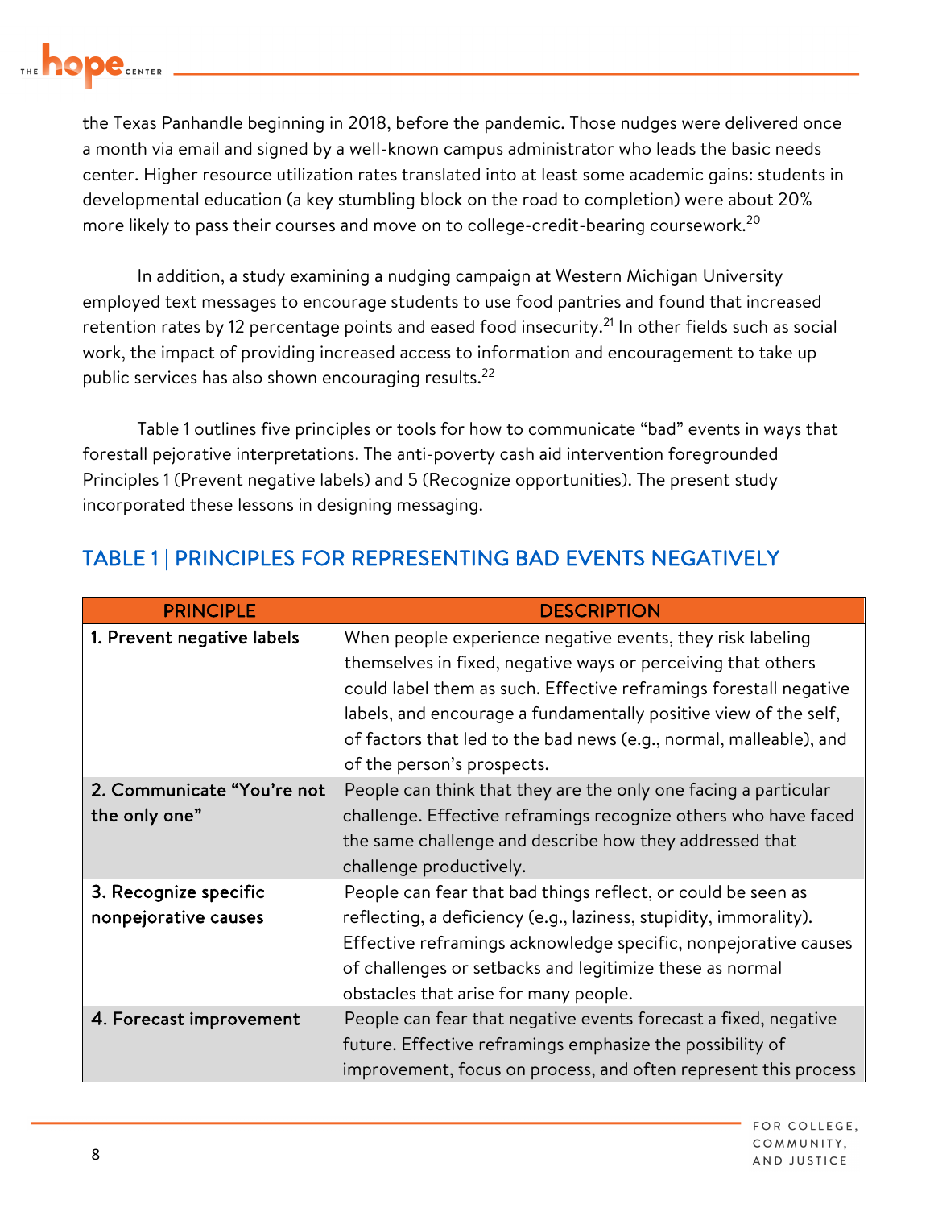the Texas Panhandle beginning in 2018, before the pandemic. Those nudges were delivered once a month via email and signed by a well-known campus administrator who leads the basic needs center. Higher resource utilization rates translated into at least some academic gains: students in developmental education (a key stumbling block on the road to completion) were about 20% more likely to pass their courses and move on to college-credit-bearing coursework.[20]

In addition, a study examining a nudging campaign at Western Michigan University employed text messages to encourage students to use food pantries and found that increased retention rates by 12 percentage points and eased food insecurity.[21] In other fields such as social work, the impact of providing increased access to information and encouragement to take up public services has also shown encouraging results.[22]

Table 1 outlines five principles or tools for how to communicate "bad" events in ways that forestall pejorative interpretations. The anti-poverty cash aid intervention foregrounded Principles 1 (Prevent negative labels) and 5 (Recognize opportunities). The present study incorporated these lessons in designing messaging.

## TABLE 1 | PRINCIPLES FOR REPRESENTING BAD EVENTS NEGATIVELY

| PRINCIPLE | DESCRIPTION |
|---|---|
| 1. Prevent negative labels | When people experience negative events, they risk labeling themselves in fixed, negative ways or perceiving that others could label them as such. Effective reframings forestall negative labels, and encourage a fundamentally positive view of the self, of factors that led to the bad news (e.g., normal, malleable), and of the person's prospects. |
| 2. Communicate "You're not the only one" | People can think that they are the only one facing a particular challenge. Effective reframings recognize others who have faced the same challenge and describe how they addressed that challenge productively. |
| 3. Recognize specific nonpejorative causes | People can fear that bad things reflect, or could be seen as reflecting, a deficiency (e.g., laziness, stupidity, immorality). Effective reframings acknowledge specific, nonpejorative causes of challenges or setbacks and legitimize these as normal obstacles that arise for many people. |
| 4. Forecast improvement | People can fear that negative events forecast a fixed, negative future. Effective reframings emphasize the possibility of improvement, focus on process, and often represent this process |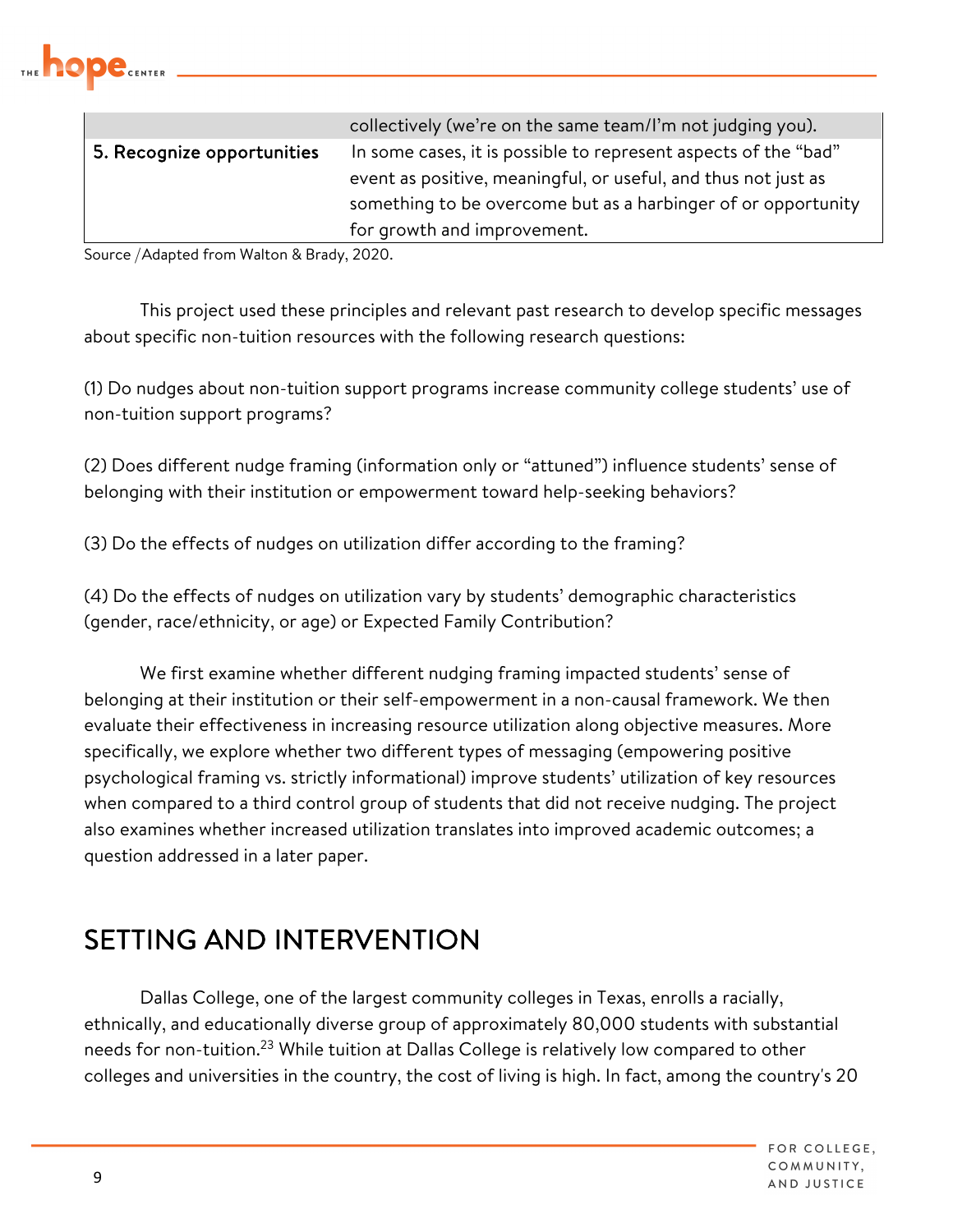| | |
|---|---|
| | collectively (we're on the same team/I'm not judging you). |
| **5. Recognize opportunities** | In some cases, it is possible to represent aspects of the "bad" event as positive, meaningful, or useful, and thus not just as something to be overcome but as a harbinger of or opportunity for growth and improvement. |

Source /Adapted from Walton & Brady, 2020.

This project used these principles and relevant past research to develop specific messages about specific non-tuition resources with the following research questions:

(1) Do nudges about non-tuition support programs increase community college students' use of non-tuition support programs?

(2) Does different nudge framing (information only or "attuned") influence students' sense of belonging with their institution or empowerment toward help-seeking behaviors?

(3) Do the effects of nudges on utilization differ according to the framing?

(4) Do the effects of nudges on utilization vary by students' demographic characteristics (gender, race/ethnicity, or age) or Expected Family Contribution?

We first examine whether different nudging framing impacted students' sense of belonging at their institution or their self-empowerment in a non-causal framework. We then evaluate their effectiveness in increasing resource utilization along objective measures. More specifically, we explore whether two different types of messaging (empowering positive psychological framing vs. strictly informational) improve students' utilization of key resources when compared to a third control group of students that did not receive nudging. The project also examines whether increased utilization translates into improved academic outcomes; a question addressed in a later paper.

## SETTING AND INTERVENTION

Dallas College, one of the largest community colleges in Texas, enrolls a racially, ethnically, and educationally diverse group of approximately 80,000 students with substantial needs for non-tuition.[23] While tuition at Dallas College is relatively low compared to other colleges and universities in the country, the cost of living is high. In fact, among the country's 20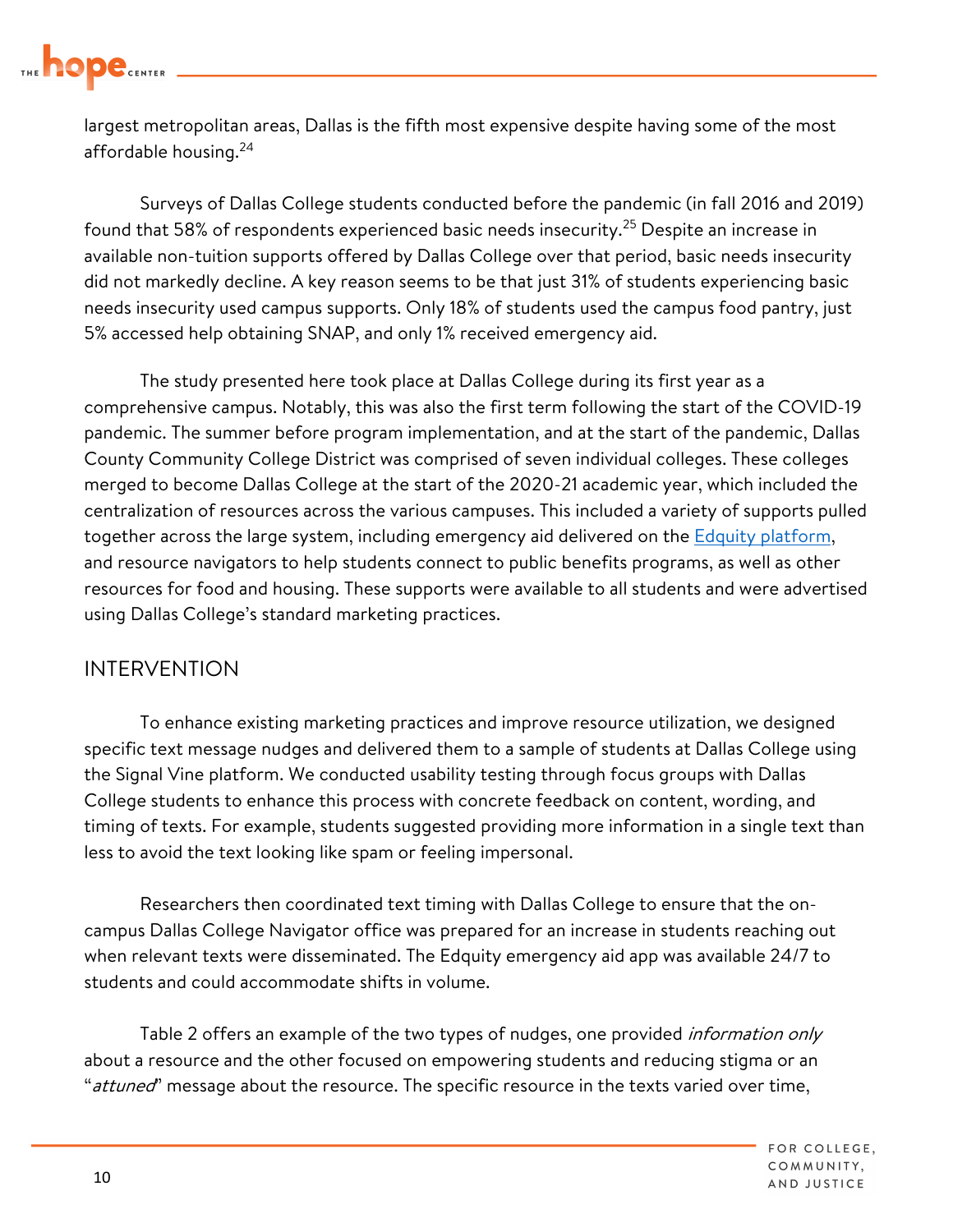largest metropolitan areas, Dallas is the fifth most expensive despite having some of the most affordable housing.[24]

Surveys of Dallas College students conducted before the pandemic (in fall 2016 and 2019) found that 58% of respondents experienced basic needs insecurity.[25] Despite an increase in available non-tuition supports offered by Dallas College over that period, basic needs insecurity did not markedly decline. A key reason seems to be that just 31% of students experiencing basic needs insecurity used campus supports. Only 18% of students used the campus food pantry, just 5% accessed help obtaining SNAP, and only 1% received emergency aid.

The study presented here took place at Dallas College during its first year as a comprehensive campus. Notably, this was also the first term following the start of the COVID-19 pandemic. The summer before program implementation, and at the start of the pandemic, Dallas County Community College District was comprised of seven individual colleges. These colleges merged to become Dallas College at the start of the 2020-21 academic year, which included the centralization of resources across the various campuses. This included a variety of supports pulled together across the large system, including emergency aid delivered on the [Edquity platform](), and resource navigators to help students connect to public benefits programs, as well as other resources for food and housing. These supports were available to all students and were advertised using Dallas College's standard marketing practices.

## INTERVENTION

To enhance existing marketing practices and improve resource utilization, we designed specific text message nudges and delivered them to a sample of students at Dallas College using the Signal Vine platform. We conducted usability testing through focus groups with Dallas College students to enhance this process with concrete feedback on content, wording, and timing of texts. For example, students suggested providing more information in a single text than less to avoid the text looking like spam or feeling impersonal.

Researchers then coordinated text timing with Dallas College to ensure that the on-campus Dallas College Navigator office was prepared for an increase in students reaching out when relevant texts were disseminated. The Edquity emergency aid app was available 24/7 to students and could accommodate shifts in volume.

Table 2 offers an example of the two types of nudges, one provided *information only* about a resource and the other focused on empowering students and reducing stigma or an "*attuned*" message about the resource. The specific resource in the texts varied over time,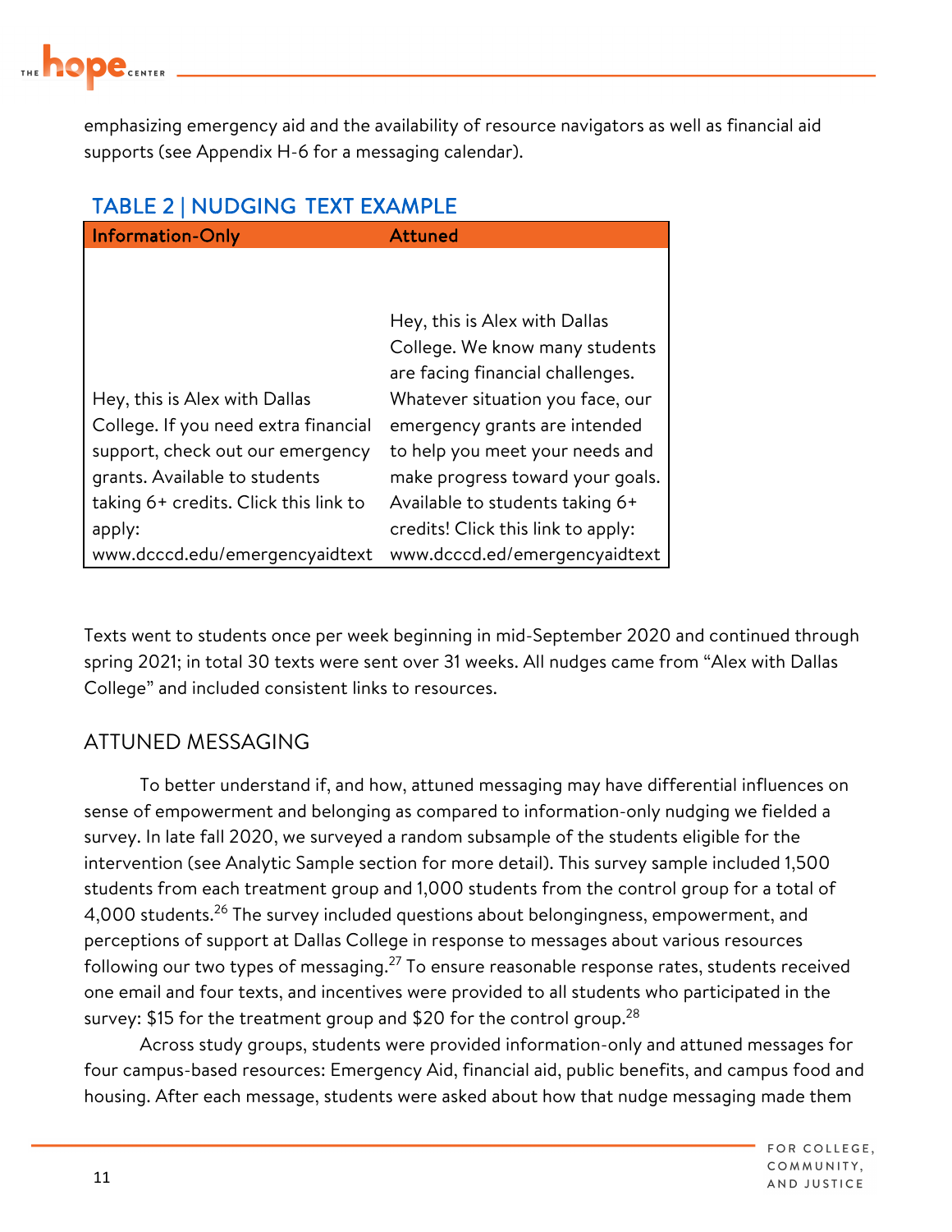emphasizing emergency aid and the availability of resource navigators as well as financial aid supports (see Appendix H-6 for a messaging calendar).

## TABLE 2 | NUDGING TEXT EXAMPLE

| Information-Only | Attuned |
|---|---|
| Hey, this is Alex with Dallas College. If you need extra financial support, check out our emergency grants. Available to students taking 6+ credits. Click this link to apply: www.dcccd.edu/emergencyaidtext | Hey, this is Alex with Dallas College. We know many students are facing financial challenges. Whatever situation you face, our emergency grants are intended to help you meet your needs and make progress toward your goals. Available to students taking 6+ credits! Click this link to apply: www.dcccd.ed/emergencyaidtext |

Texts went to students once per week beginning in mid-September 2020 and continued through spring 2021; in total 30 texts were sent over 31 weeks. All nudges came from "Alex with Dallas College" and included consistent links to resources.

## ATTUNED MESSAGING

To better understand if, and how, attuned messaging may have differential influences on sense of empowerment and belonging as compared to information-only nudging we fielded a survey. In late fall 2020, we surveyed a random subsample of the students eligible for the intervention (see Analytic Sample section for more detail). This survey sample included 1,500 students from each treatment group and 1,000 students from the control group for a total of 4,000 students.[26] The survey included questions about belongingness, empowerment, and perceptions of support at Dallas College in response to messages about various resources following our two types of messaging.[27] To ensure reasonable response rates, students received one email and four texts, and incentives were provided to all students who participated in the survey: $15 for the treatment group and $20 for the control group.[28]

Across study groups, students were provided information-only and attuned messages for four campus-based resources: Emergency Aid, financial aid, public benefits, and campus food and housing. After each message, students were asked about how that nudge messaging made them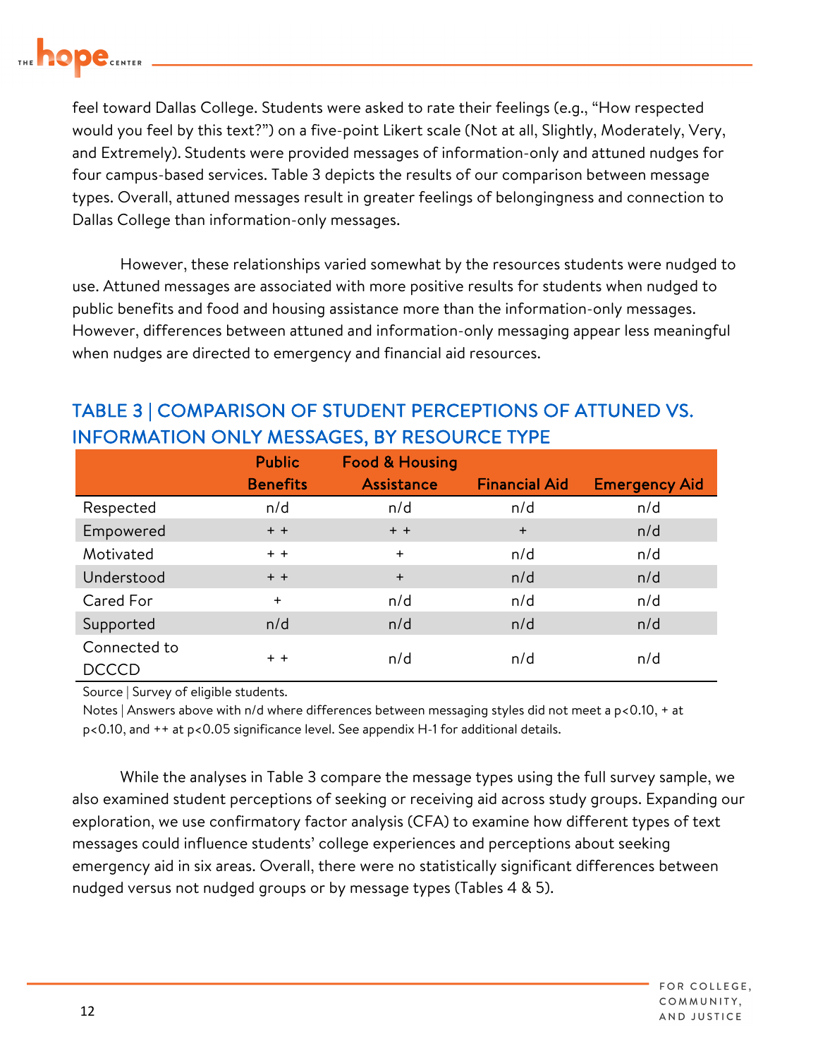feel toward Dallas College. Students were asked to rate their feelings (e.g., "How respected would you feel by this text?") on a five-point Likert scale (Not at all, Slightly, Moderately, Very, and Extremely). Students were provided messages of information-only and attuned nudges for four campus-based services. Table 3 depicts the results of our comparison between message types. Overall, attuned messages result in greater feelings of belongingness and connection to Dallas College than information-only messages.

However, these relationships varied somewhat by the resources students were nudged to use. Attuned messages are associated with more positive results for students when nudged to public benefits and food and housing assistance more than the information-only messages. However, differences between attuned and information-only messaging appear less meaningful when nudges are directed to emergency and financial aid resources.

## TABLE 3 | COMPARISON OF STUDENT PERCEPTIONS OF ATTUNED VS. INFORMATION ONLY MESSAGES, BY RESOURCE TYPE

| | Public Benefits | Food & Housing Assistance | Financial Aid | Emergency Aid |
|---|---|---|---|---|
| Respected | n/d | n/d | n/d | n/d |
| Empowered | + + | + + | + | n/d |
| Motivated | + + | + | n/d | n/d |
| Understood | + + | + | n/d | n/d |
| Cared For | + | n/d | n/d | n/d |
| Supported | n/d | n/d | n/d | n/d |
| Connected to DCCCD | + + | n/d | n/d | n/d |

Source | Survey of eligible students.

Notes | Answers above with n/d where differences between messaging styles did not meet a $p<0.10$, + at $p<0.10$, and ++ at $p<0.05$ significance level. See appendix H-1 for additional details.

While the analyses in Table 3 compare the message types using the full survey sample, we also examined student perceptions of seeking or receiving aid across study groups. Expanding our exploration, we use confirmatory factor analysis (CFA) to examine how different types of text messages could influence students' college experiences and perceptions about seeking emergency aid in six areas. Overall, there were no statistically significant differences between nudged versus not nudged groups or by message types (Tables 4 & 5).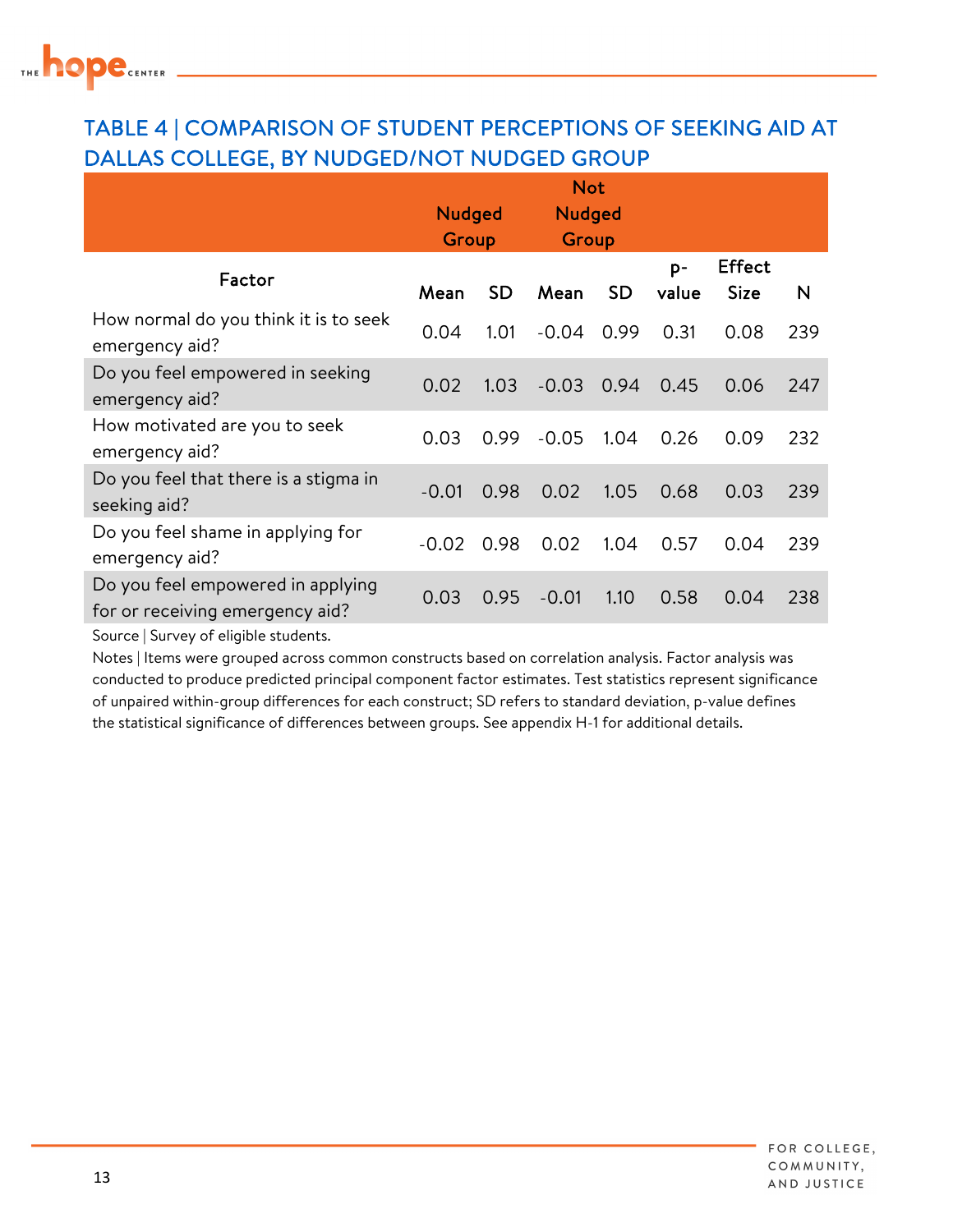## TABLE 4 | COMPARISON OF STUDENT PERCEPTIONS OF SEEKING AID AT DALLAS COLLEGE, BY NUDGED/NOT NUDGED GROUP

| Factor | Nudged Group | | Not Nudged Group | | | | |
|---|---|---|---|---|---|---|---|
| | Mean | SD | Mean | SD | p-value | Effect Size | N |
| How normal do you think it is to seek emergency aid? | 0.04 | 1.01 | -0.04 | 0.99 | 0.31 | 0.08 | 239 |
| Do you feel empowered in seeking emergency aid? | 0.02 | 1.03 | -0.03 | 0.94 | 0.45 | 0.06 | 247 |
| How motivated are you to seek emergency aid? | 0.03 | 0.99 | -0.05 | 1.04 | 0.26 | 0.09 | 232 |
| Do you feel that there is a stigma in seeking aid? | -0.01 | 0.98 | 0.02 | 1.05 | 0.68 | 0.03 | 239 |
| Do you feel shame in applying for emergency aid? | -0.02 | 0.98 | 0.02 | 1.04 | 0.57 | 0.04 | 239 |
| Do you feel empowered in applying for or receiving emergency aid? | 0.03 | 0.95 | -0.01 | 1.10 | 0.58 | 0.04 | 238 |

Source | Survey of eligible students.

Notes | Items were grouped across common constructs based on correlation analysis. Factor analysis was conducted to produce predicted principal component factor estimates. Test statistics represent significance of unpaired within-group differences for each construct; SD refers to standard deviation, p-value defines the statistical significance of differences between groups. See appendix H-1 for additional details.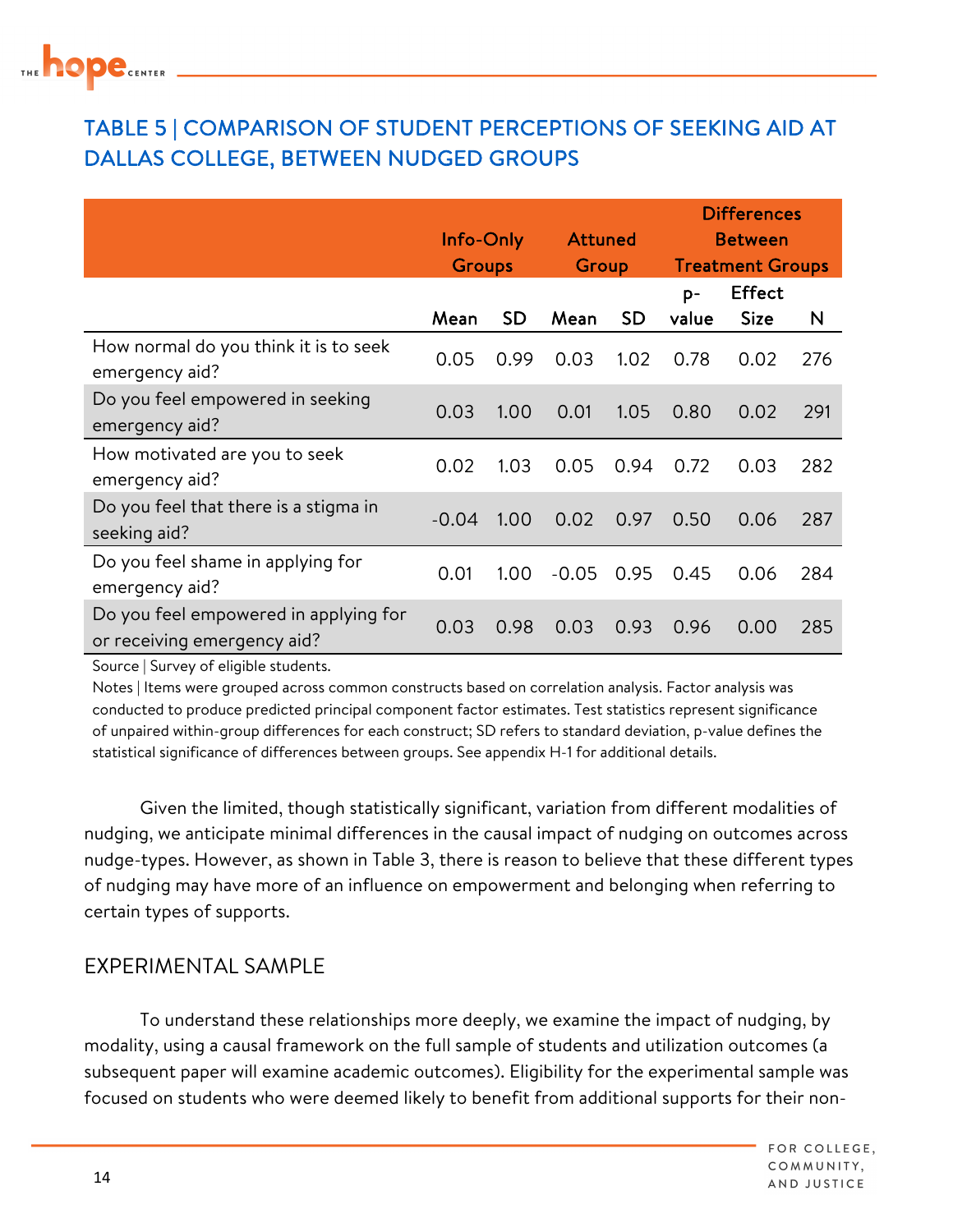## TABLE 5 | COMPARISON OF STUDENT PERCEPTIONS OF SEEKING AID AT DALLAS COLLEGE, BETWEEN NUDGED GROUPS

| | Info-Only Groups | | Attuned Group | | Differences Between Treatment Groups | | |
|---|---|---|---|---|---|---|---|
| | Mean | SD | Mean | SD | p-value | Effect Size | N |
| How normal do you think it is to seek emergency aid? | 0.05 | 0.99 | 0.03 | 1.02 | 0.78 | 0.02 | 276 |
| Do you feel empowered in seeking emergency aid? | 0.03 | 1.00 | 0.01 | 1.05 | 0.80 | 0.02 | 291 |
| How motivated are you to seek emergency aid? | 0.02 | 1.03 | 0.05 | 0.94 | 0.72 | 0.03 | 282 |
| Do you feel that there is a stigma in seeking aid? | -0.04 | 1.00 | 0.02 | 0.97 | 0.50 | 0.06 | 287 |
| Do you feel shame in applying for emergency aid? | 0.01 | 1.00 | -0.05 | 0.95 | 0.45 | 0.06 | 284 |
| Do you feel empowered in applying for or receiving emergency aid? | 0.03 | 0.98 | 0.03 | 0.93 | 0.96 | 0.00 | 285 |

Source | Survey of eligible students.

Notes | Items were grouped across common constructs based on correlation analysis. Factor analysis was conducted to produce predicted principal component factor estimates. Test statistics represent significance of unpaired within-group differences for each construct; SD refers to standard deviation, p-value defines the statistical significance of differences between groups. See appendix H-1 for additional details.

Given the limited, though statistically significant, variation from different modalities of nudging, we anticipate minimal differences in the causal impact of nudging on outcomes across nudge-types. However, as shown in Table 3, there is reason to believe that these different types of nudging may have more of an influence on empowerment and belonging when referring to certain types of supports.

## EXPERIMENTAL SAMPLE

To understand these relationships more deeply, we examine the impact of nudging, by modality, using a causal framework on the full sample of students and utilization outcomes (a subsequent paper will examine academic outcomes). Eligibility for the experimental sample was focused on students who were deemed likely to benefit from additional supports for their non-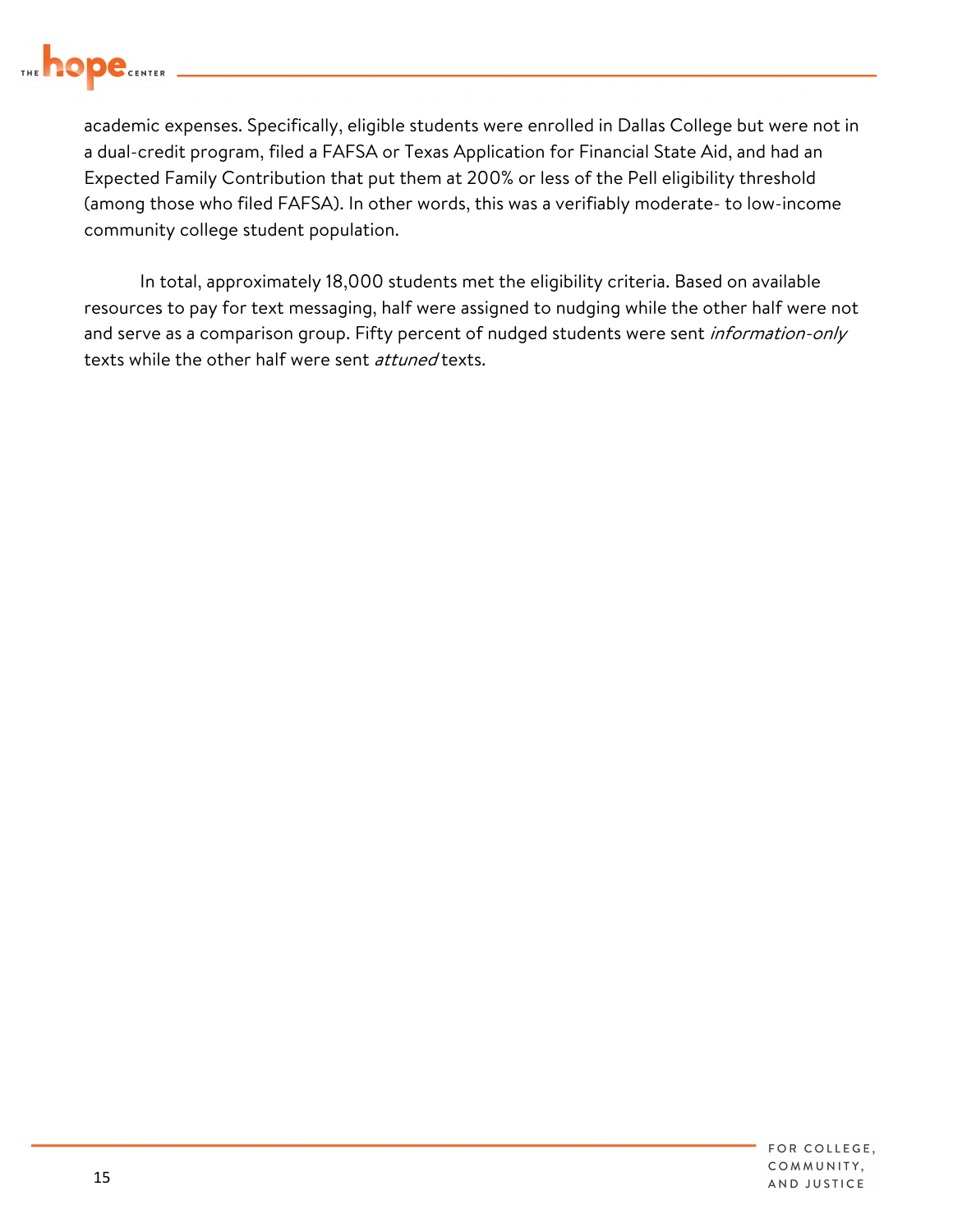academic expenses. Specifically, eligible students were enrolled in Dallas College but were not in a dual-credit program, filed a FAFSA or Texas Application for Financial State Aid, and had an Expected Family Contribution that put them at 200% or less of the Pell eligibility threshold (among those who filed FAFSA). In other words, this was a verifiably moderate- to low-income community college student population.

In total, approximately 18,000 students met the eligibility criteria. Based on available resources to pay for text messaging, half were assigned to nudging while the other half were not and serve as a comparison group. Fifty percent of nudged students were sent *information-only* texts while the other half were sent *attuned* texts.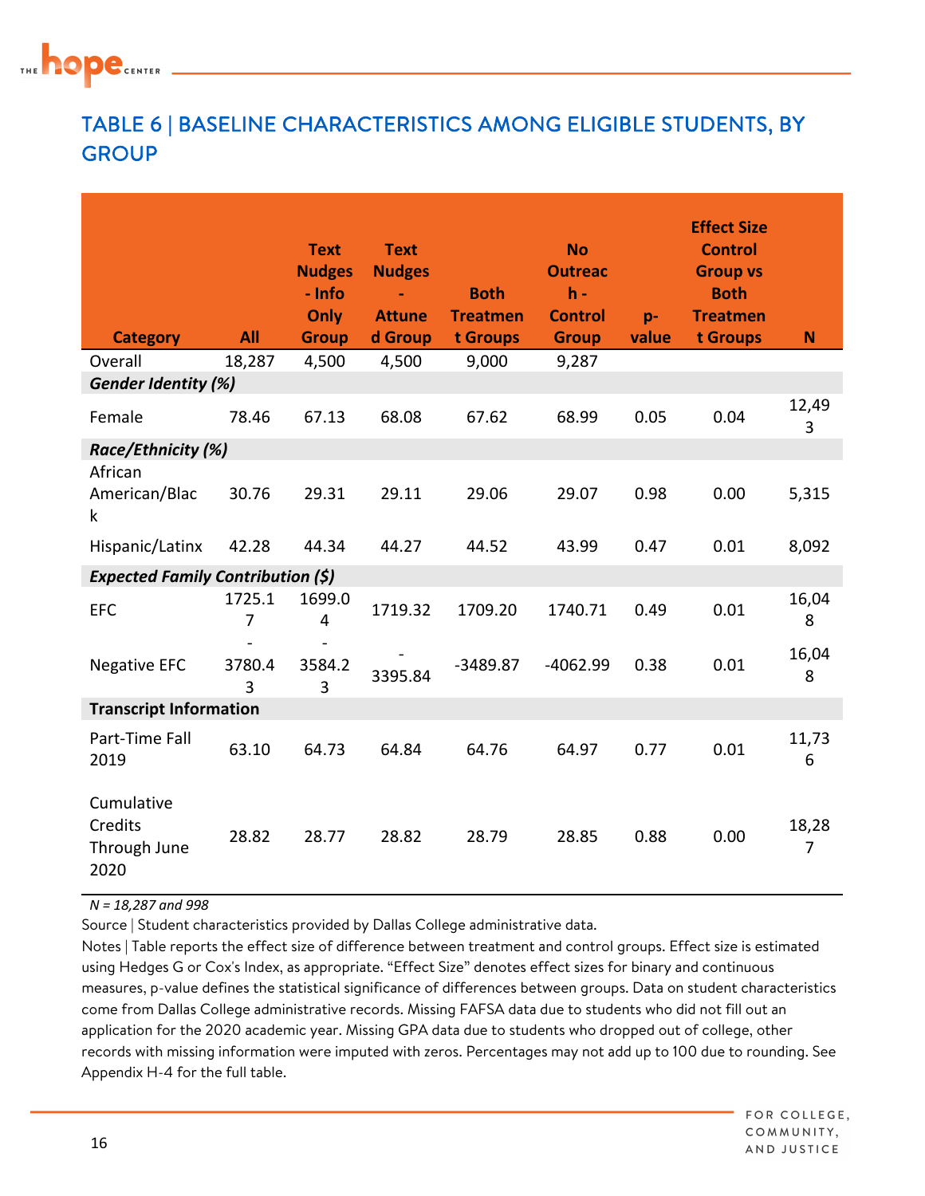## TABLE 6 | BASELINE CHARACTERISTICS AMONG ELIGIBLE STUDENTS, BY GROUP

| Category | All | Text Nudges - Info Only Group | Text Nudges - Attuned Group | Both Treatment Groups | No Outreach - Control Group | p-value | Effect Size Control Group vs Both Treatment Groups | N |
|---|---|---|---|---|---|---|---|---|
| Overall | 18,287 | 4,500 | 4,500 | 9,000 | 9,287 | | | |
| ***Gender Identity (%)*** | | | | | | | | |
| Female | 78.46 | 67.13 | 68.08 | 67.62 | 68.99 | 0.05 | 0.04 | 12,493 |
| ***Race/Ethnicity (%)*** | | | | | | | | |
| African American/Black | 30.76 | 29.31 | 29.11 | 29.06 | 29.07 | 0.98 | 0.00 | 5,315 |
| Hispanic/Latinx | 42.28 | 44.34 | 44.27 | 44.52 | 43.99 | 0.47 | 0.01 | 8,092 |
| ***Expected Family Contribution ($)*** | | | | | | | | |
| EFC | 1725.17 | 1699.04 | 1719.32 | 1709.20 | 1740.71 | 0.49 | 0.01 | 16,048 |
| Negative EFC | -3780.43 | -3584.23 | -3395.84 | -3489.87 | -4062.99 | 0.38 | 0.01 | 16,048 |
| **Transcript Information** | | | | | | | | |
| Part-Time Fall 2019 | 63.10 | 64.73 | 64.84 | 64.76 | 64.97 | 0.77 | 0.01 | 11,736 |
| Cumulative Credits Through June 2020 | 28.82 | 28.77 | 28.82 | 28.79 | 28.85 | 0.88 | 0.00 | 18,287 |

*N = 18,287 and 998*

Source | Student characteristics provided by Dallas College administrative data.

Notes | Table reports the effect size of difference between treatment and control groups. Effect size is estimated using Hedges G or Cox's Index, as appropriate. "Effect Size" denotes effect sizes for binary and continuous measures, p-value defines the statistical significance of differences between groups. Data on student characteristics come from Dallas College administrative records. Missing FAFSA data due to students who did not fill out an application for the 2020 academic year. Missing GPA data due to students who dropped out of college, other records with missing information were imputed with zeros. Percentages may not add up to 100 due to rounding. See Appendix H-4 for the full table.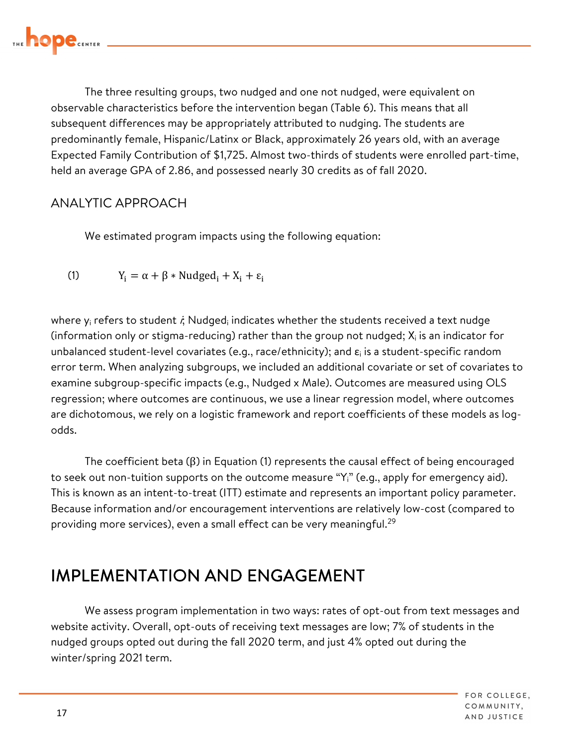The three resulting groups, two nudged and one not nudged, were equivalent on observable characteristics before the intervention began (Table 6). This means that all subsequent differences may be appropriately attributed to nudging. The students are predominantly female, Hispanic/Latinx or Black, approximately 26 years old, with an average Expected Family Contribution of $1,725. Almost two-thirds of students were enrolled part-time, held an average GPA of 2.86, and possessed nearly 30 credits as of fall 2020.

### ANALYTIC APPROACH

We estimated program impacts using the following equation:

$$\text{(1)} \qquad Y_i = \alpha + \beta * \text{Nudged}_i + X_i + \varepsilon_i$$

where $y_i$ refers to student *i*; $\text{Nudged}_i$ indicates whether the students received a text nudge (information only or stigma-reducing) rather than the group not nudged; $X_i$ is an indicator for unbalanced student-level covariates (e.g., race/ethnicity); and $\varepsilon_i$ is a student-specific random error term. When analyzing subgroups, we included an additional covariate or set of covariates to examine subgroup-specific impacts (e.g., Nudged x Male). Outcomes are measured using OLS regression; where outcomes are continuous, we use a linear regression model, where outcomes are dichotomous, we rely on a logistic framework and report coefficients of these models as log-odds.

The coefficient beta ($\beta$) in Equation (1) represents the causal effect of being encouraged to seek out non-tuition supports on the outcome measure "$Y_i$" (e.g., apply for emergency aid). This is known as an intent-to-treat (ITT) estimate and represents an important policy parameter. Because information and/or encouragement interventions are relatively low-cost (compared to providing more services), even a small effect can be very meaningful.[29]

## IMPLEMENTATION AND ENGAGEMENT

We assess program implementation in two ways: rates of opt-out from text messages and website activity. Overall, opt-outs of receiving text messages are low; 7% of students in the nudged groups opted out during the fall 2020 term, and just 4% opted out during the winter/spring 2021 term.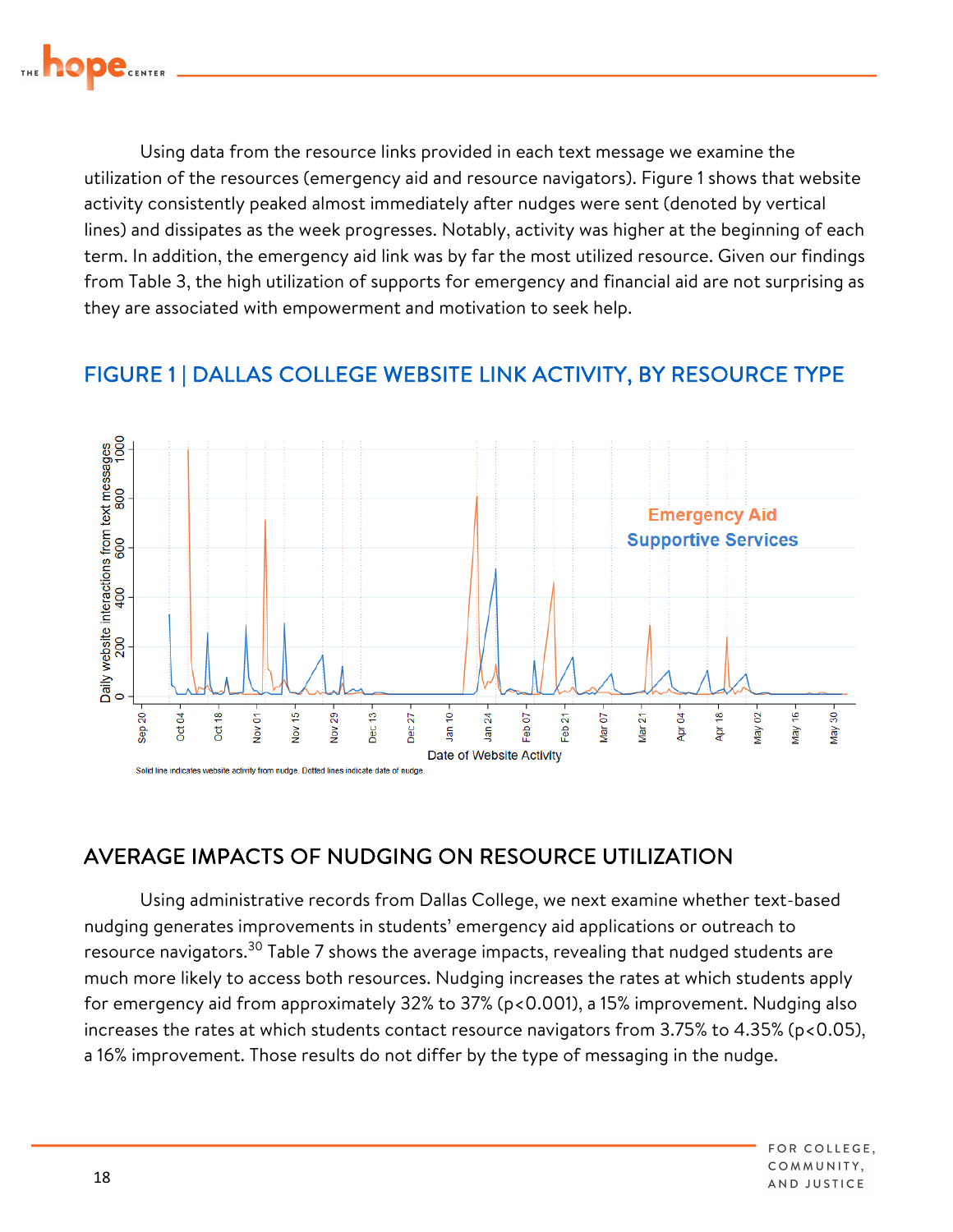Using data from the resource links provided in each text message we examine the utilization of the resources (emergency aid and resource navigators). Figure 1 shows that website activity consistently peaked almost immediately after nudges were sent (denoted by vertical lines) and dissipates as the week progresses. Notably, activity was higher at the beginning of each term. In addition, the emergency aid link was by far the most utilized resource. Given our findings from Table 3, the high utilization of supports for emergency and financial aid are not surprising as they are associated with empowerment and motivation to seek help.

## FIGURE 1 | DALLAS COLLEGE WEBSITE LINK ACTIVITY, BY RESOURCE TYPE

Solid line indicates website activity from nudge. Dotted lines indicate date of nudge.

## AVERAGE IMPACTS OF NUDGING ON RESOURCE UTILIZATION

Using administrative records from Dallas College, we next examine whether text-based nudging generates improvements in students' emergency aid applications or outreach to resource navigators.[30] Table 7 shows the average impacts, revealing that nudged students are much more likely to access both resources. Nudging increases the rates at which students apply for emergency aid from approximately 32% to 37% ($p<0.001$), a 15% improvement. Nudging also increases the rates at which students contact resource navigators from 3.75% to 4.35% ($p<0.05$), a 16% improvement. Those results do not differ by the type of messaging in the nudge.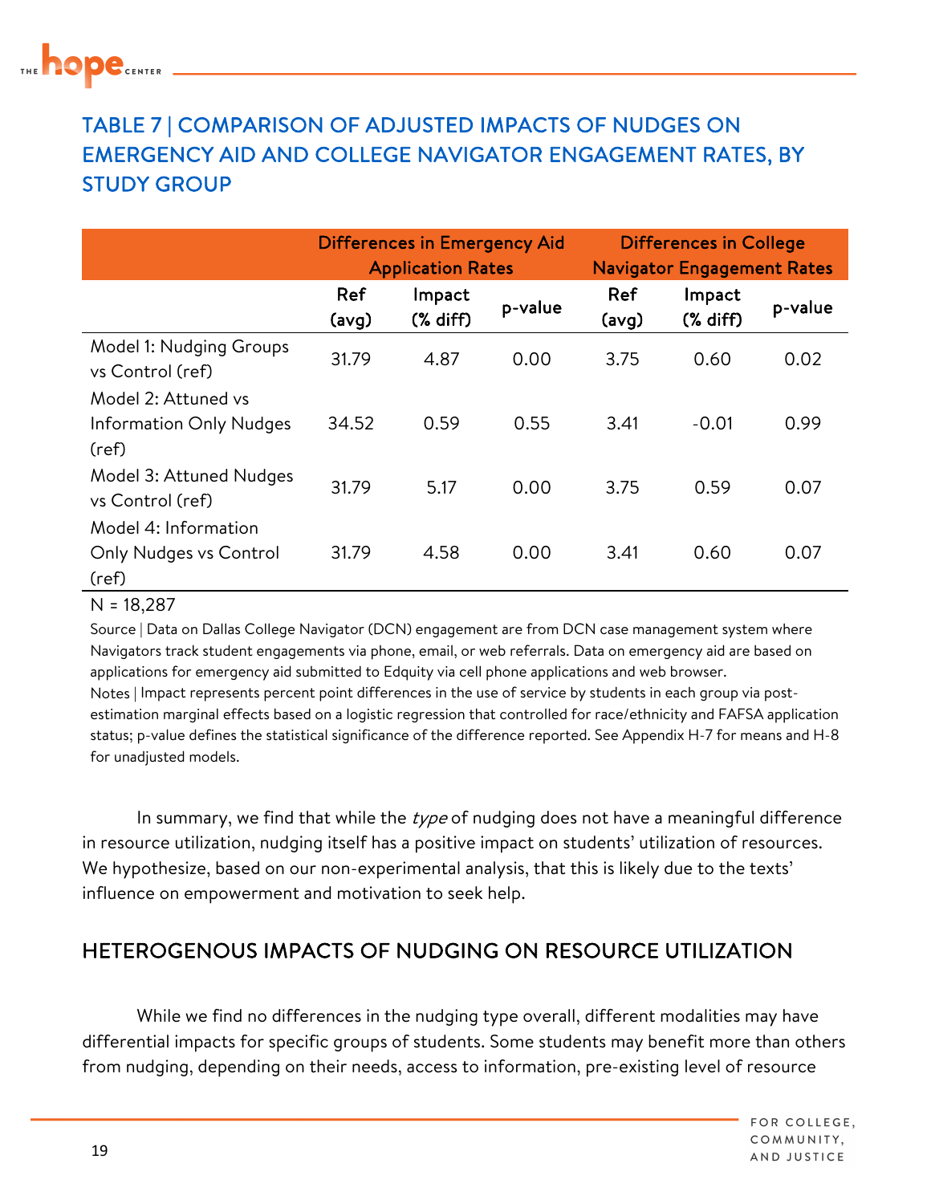## TABLE 7 | COMPARISON OF ADJUSTED IMPACTS OF NUDGES ON EMERGENCY AID AND COLLEGE NAVIGATOR ENGAGEMENT RATES, BY STUDY GROUP

| | Differences in Emergency Aid Application Rates | | | Differences in College Navigator Engagement Rates | | |
|---|---|---|---|---|---|---|
| | Ref (avg) | Impact (% diff) | p-value | Ref (avg) | Impact (% diff) | p-value |
| Model 1: Nudging Groups vs Control (ref) | 31.79 | 4.87 | 0.00 | 3.75 | 0.60 | 0.02 |
| Model 2: Attuned vs Information Only Nudges (ref) | 34.52 | 0.59 | 0.55 | 3.41 | -0.01 | 0.99 |
| Model 3: Attuned Nudges vs Control (ref) | 31.79 | 5.17 | 0.00 | 3.75 | 0.59 | 0.07 |
| Model 4: Information Only Nudges vs Control (ref) | 31.79 | 4.58 | 0.00 | 3.41 | 0.60 | 0.07 |

N = 18,287

Source | Data on Dallas College Navigator (DCN) engagement are from DCN case management system where Navigators track student engagements via phone, email, or web referrals. Data on emergency aid are based on applications for emergency aid submitted to Edquity via cell phone applications and web browser.

Notes | Impact represents percent point differences in the use of service by students in each group via post-estimation marginal effects based on a logistic regression that controlled for race/ethnicity and FAFSA application status; p-value defines the statistical significance of the difference reported. See Appendix H-7 for means and H-8 for unadjusted models.

In summary, we find that while the *type* of nudging does not have a meaningful difference in resource utilization, nudging itself has a positive impact on students' utilization of resources. We hypothesize, based on our non-experimental analysis, that this is likely due to the texts' influence on empowerment and motivation to seek help.

## HETEROGENOUS IMPACTS OF NUDGING ON RESOURCE UTILIZATION

While we find no differences in the nudging type overall, different modalities may have differential impacts for specific groups of students. Some students may benefit more than others from nudging, depending on their needs, access to information, pre-existing level of resource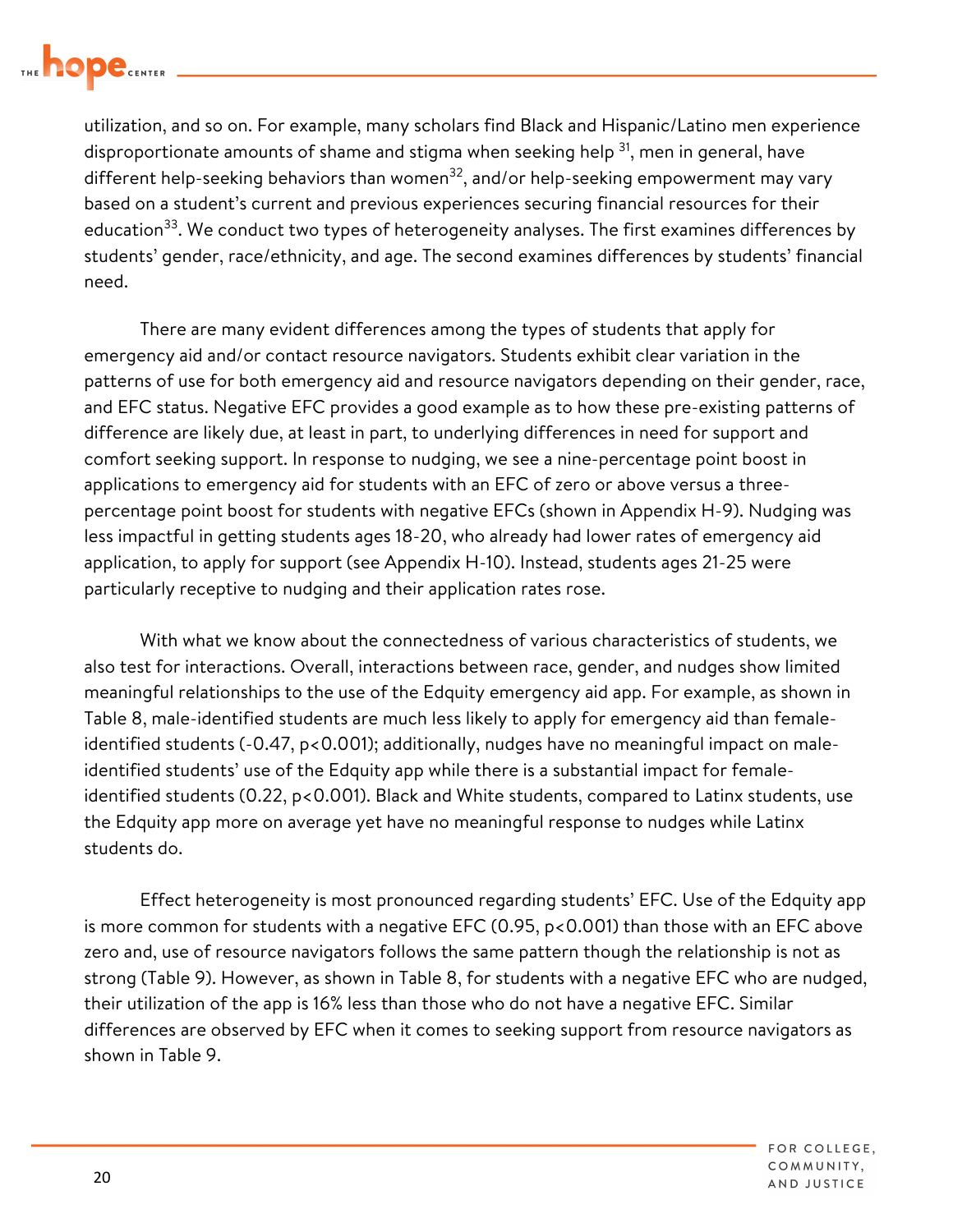utilization, and so on. For example, many scholars find Black and Hispanic/Latino men experience disproportionate amounts of shame and stigma when seeking help [31], men in general, have different help-seeking behaviors than women[32], and/or help-seeking empowerment may vary based on a student's current and previous experiences securing financial resources for their education[33]. We conduct two types of heterogeneity analyses. The first examines differences by students' gender, race/ethnicity, and age. The second examines differences by students' financial need.

There are many evident differences among the types of students that apply for emergency aid and/or contact resource navigators. Students exhibit clear variation in the patterns of use for both emergency aid and resource navigators depending on their gender, race, and EFC status. Negative EFC provides a good example as to how these pre-existing patterns of difference are likely due, at least in part, to underlying differences in need for support and comfort seeking support. In response to nudging, we see a nine-percentage point boost in applications to emergency aid for students with an EFC of zero or above versus a three-percentage point boost for students with negative EFCs (shown in Appendix H-9). Nudging was less impactful in getting students ages 18-20, who already had lower rates of emergency aid application, to apply for support (see Appendix H-10). Instead, students ages 21-25 were particularly receptive to nudging and their application rates rose.

With what we know about the connectedness of various characteristics of students, we also test for interactions. Overall, interactions between race, gender, and nudges show limited meaningful relationships to the use of the Edquity emergency aid app. For example, as shown in Table 8, male-identified students are much less likely to apply for emergency aid than female-identified students (-0.47, $p<0.001$); additionally, nudges have no meaningful impact on male-identified students' use of the Edquity app while there is a substantial impact for female-identified students (0.22, $p<0.001$). Black and White students, compared to Latinx students, use the Edquity app more on average yet have no meaningful response to nudges while Latinx students do.

Effect heterogeneity is most pronounced regarding students' EFC. Use of the Edquity app is more common for students with a negative EFC (0.95, $p<0.001$) than those with an EFC above zero and, use of resource navigators follows the same pattern though the relationship is not as strong (Table 9). However, as shown in Table 8, for students with a negative EFC who are nudged, their utilization of the app is 16% less than those who do not have a negative EFC. Similar differences are observed by EFC when it comes to seeking support from resource navigators as shown in Table 9.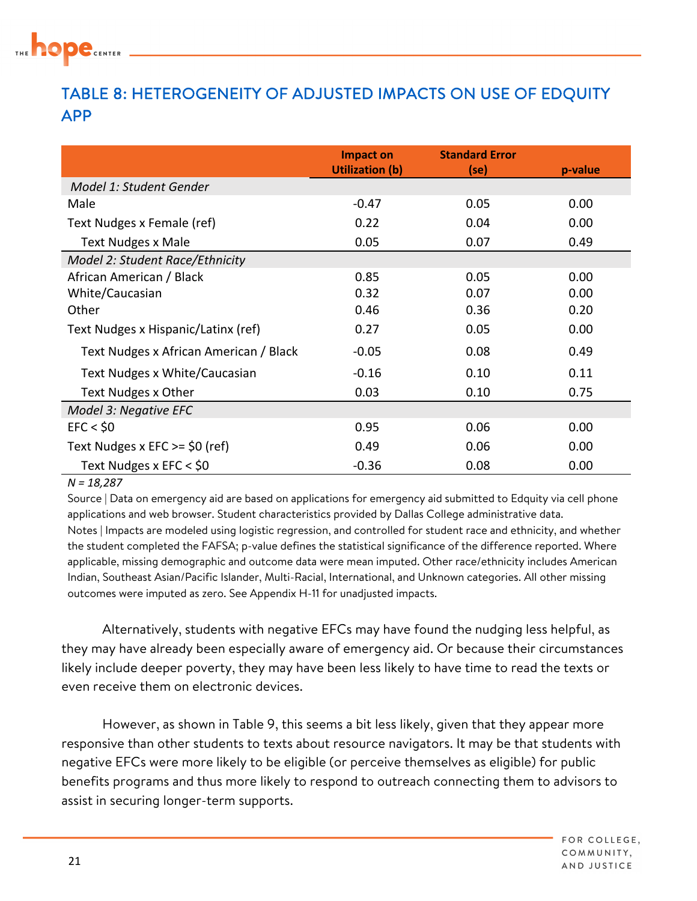## TABLE 8: HETEROGENEITY OF ADJUSTED IMPACTS ON USE OF EDQUITY APP

| | Impact on Utilization (b) | Standard Error (se) | p-value |
|---|---|---|---|
| *Model 1: Student Gender* | | | |
| Male | -0.47 | 0.05 | 0.00 |
| Text Nudges x Female (ref) | 0.22 | 0.04 | 0.00 |
| Text Nudges x Male | 0.05 | 0.07 | 0.49 |
| *Model 2: Student Race/Ethnicity* | | | |
| African American / Black | 0.85 | 0.05 | 0.00 |
| White/Caucasian | 0.32 | 0.07 | 0.00 |
| Other | 0.46 | 0.36 | 0.20 |
| Text Nudges x Hispanic/Latinx (ref) | 0.27 | 0.05 | 0.00 |
| Text Nudges x African American / Black | -0.05 | 0.08 | 0.49 |
| Text Nudges x White/Caucasian | -0.16 | 0.10 | 0.11 |
| Text Nudges x Other | 0.03 | 0.10 | 0.75 |
| *Model 3: Negative EFC* | | | |
| EFC < $0 | 0.95 | 0.06 | 0.00 |
| Text Nudges x EFC >= $0 (ref) | 0.49 | 0.06 | 0.00 |
| Text Nudges x EFC < $0 | -0.36 | 0.08 | 0.00 |

*N = 18,287*

Source | Data on emergency aid are based on applications for emergency aid submitted to Edquity via cell phone applications and web browser. Student characteristics provided by Dallas College administrative data.
Notes | Impacts are modeled using logistic regression, and controlled for student race and ethnicity, and whether the student completed the FAFSA; p-value defines the statistical significance of the difference reported. Where applicable, missing demographic and outcome data were mean imputed. Other race/ethnicity includes American Indian, Southeast Asian/Pacific Islander, Multi-Racial, International, and Unknown categories. All other missing outcomes were imputed as zero. See Appendix H-11 for unadjusted impacts.

Alternatively, students with negative EFCs may have found the nudging less helpful, as they may have already been especially aware of emergency aid. Or because their circumstances likely include deeper poverty, they may have been less likely to have time to read the texts or even receive them on electronic devices.

However, as shown in Table 9, this seems a bit less likely, given that they appear more responsive than other students to texts about resource navigators. It may be that students with negative EFCs were more likely to be eligible (or perceive themselves as eligible) for public benefits programs and thus more likely to respond to outreach connecting them to advisors to assist in securing longer-term supports.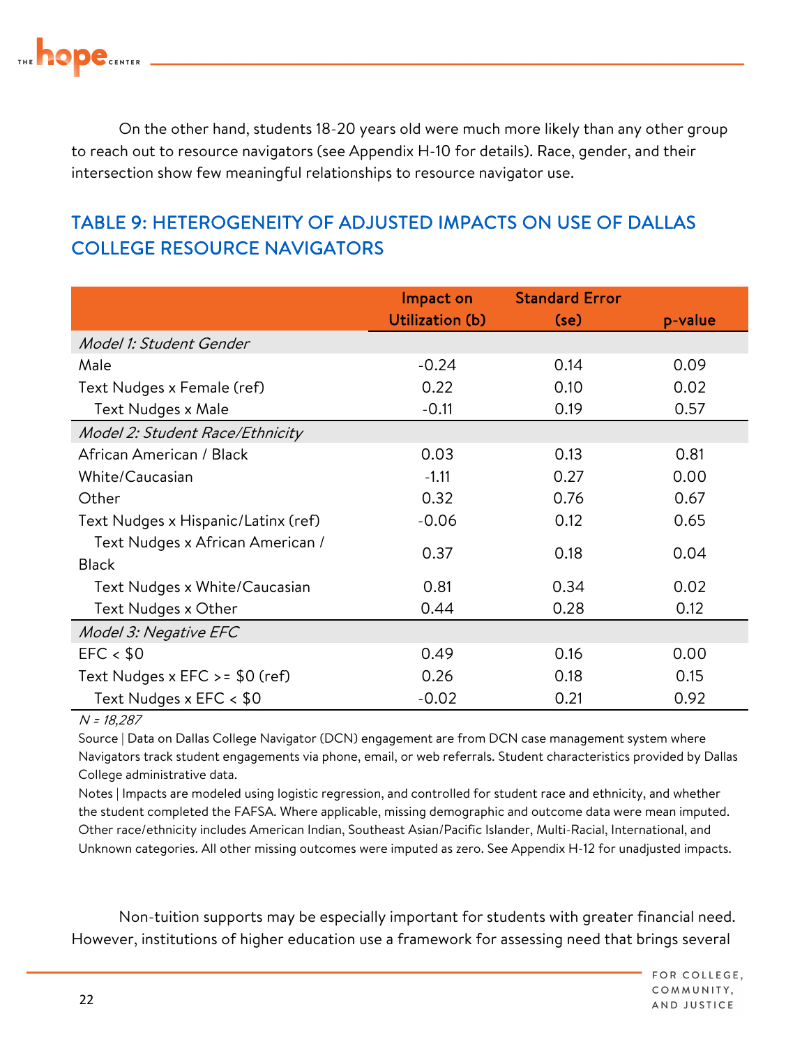On the other hand, students 18-20 years old were much more likely than any other group to reach out to resource navigators (see Appendix H-10 for details). Race, gender, and their intersection show few meaningful relationships to resource navigator use.

## TABLE 9: HETEROGENEITY OF ADJUSTED IMPACTS ON USE OF DALLAS COLLEGE RESOURCE NAVIGATORS

| | Impact on Utilization (b) | Standard Error (se) | p-value |
|---|---|---|---|
| *Model 1: Student Gender* | | | |
| Male | -0.24 | 0.14 | 0.09 |
| Text Nudges x Female (ref) | 0.22 | 0.10 | 0.02 |
| Text Nudges x Male | -0.11 | 0.19 | 0.57 |
| *Model 2: Student Race/Ethnicity* | | | |
| African American / Black | 0.03 | 0.13 | 0.81 |
| White/Caucasian | -1.11 | 0.27 | 0.00 |
| Other | 0.32 | 0.76 | 0.67 |
| Text Nudges x Hispanic/Latinx (ref) | -0.06 | 0.12 | 0.65 |
| Text Nudges x African American / Black | 0.37 | 0.18 | 0.04 |
| Text Nudges x White/Caucasian | 0.81 | 0.34 | 0.02 |
| Text Nudges x Other | 0.44 | 0.28 | 0.12 |
| *Model 3: Negative EFC* | | | |
| EFC < $0 | 0.49 | 0.16 | 0.00 |
| Text Nudges x EFC >= $0 (ref) | 0.26 | 0.18 | 0.15 |
| Text Nudges x EFC < $0 | -0.02 | 0.21 | 0.92 |

*N = 18,287*

Source | Data on Dallas College Navigator (DCN) engagement are from DCN case management system where Navigators track student engagements via phone, email, or web referrals. Student characteristics provided by Dallas College administrative data.

Notes | Impacts are modeled using logistic regression, and controlled for student race and ethnicity, and whether the student completed the FAFSA. Where applicable, missing demographic and outcome data were mean imputed. Other race/ethnicity includes American Indian, Southeast Asian/Pacific Islander, Multi-Racial, International, and Unknown categories. All other missing outcomes were imputed as zero. See Appendix H-12 for unadjusted impacts.

Non-tuition supports may be especially important for students with greater financial need. However, institutions of higher education use a framework for assessing need that brings several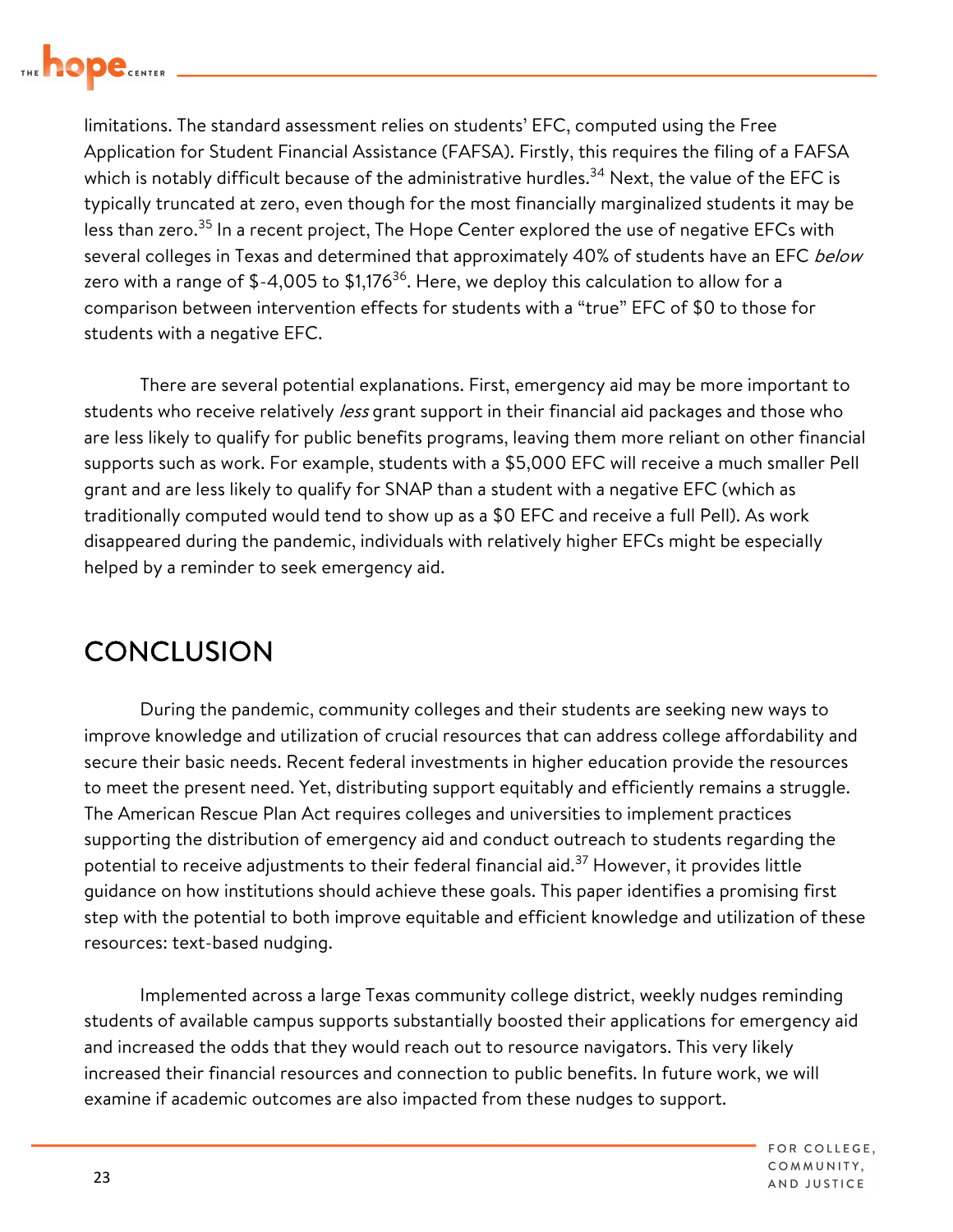limitations. The standard assessment relies on students' EFC, computed using the Free Application for Student Financial Assistance (FAFSA). Firstly, this requires the filing of a FAFSA which is notably difficult because of the administrative hurdles.[34] Next, the value of the EFC is typically truncated at zero, even though for the most financially marginalized students it may be less than zero.[35] In a recent project, The Hope Center explored the use of negative EFCs with several colleges in Texas and determined that approximately 40% of students have an EFC *below* zero with a range of $-4,005 to $1,176[36]. Here, we deploy this calculation to allow for a comparison between intervention effects for students with a "true" EFC of $0 to those for students with a negative EFC.

There are several potential explanations. First, emergency aid may be more important to students who receive relatively *less* grant support in their financial aid packages and those who are less likely to qualify for public benefits programs, leaving them more reliant on other financial supports such as work. For example, students with a $5,000 EFC will receive a much smaller Pell grant and are less likely to qualify for SNAP than a student with a negative EFC (which as traditionally computed would tend to show up as a $0 EFC and receive a full Pell). As work disappeared during the pandemic, individuals with relatively higher EFCs might be especially helped by a reminder to seek emergency aid.

## CONCLUSION

During the pandemic, community colleges and their students are seeking new ways to improve knowledge and utilization of crucial resources that can address college affordability and secure their basic needs. Recent federal investments in higher education provide the resources to meet the present need. Yet, distributing support equitably and efficiently remains a struggle. The American Rescue Plan Act requires colleges and universities to implement practices supporting the distribution of emergency aid and conduct outreach to students regarding the potential to receive adjustments to their federal financial aid.[37] However, it provides little guidance on how institutions should achieve these goals. This paper identifies a promising first step with the potential to both improve equitable and efficient knowledge and utilization of these resources: text-based nudging.

Implemented across a large Texas community college district, weekly nudges reminding students of available campus supports substantially boosted their applications for emergency aid and increased the odds that they would reach out to resource navigators. This very likely increased their financial resources and connection to public benefits. In future work, we will examine if academic outcomes are also impacted from these nudges to support.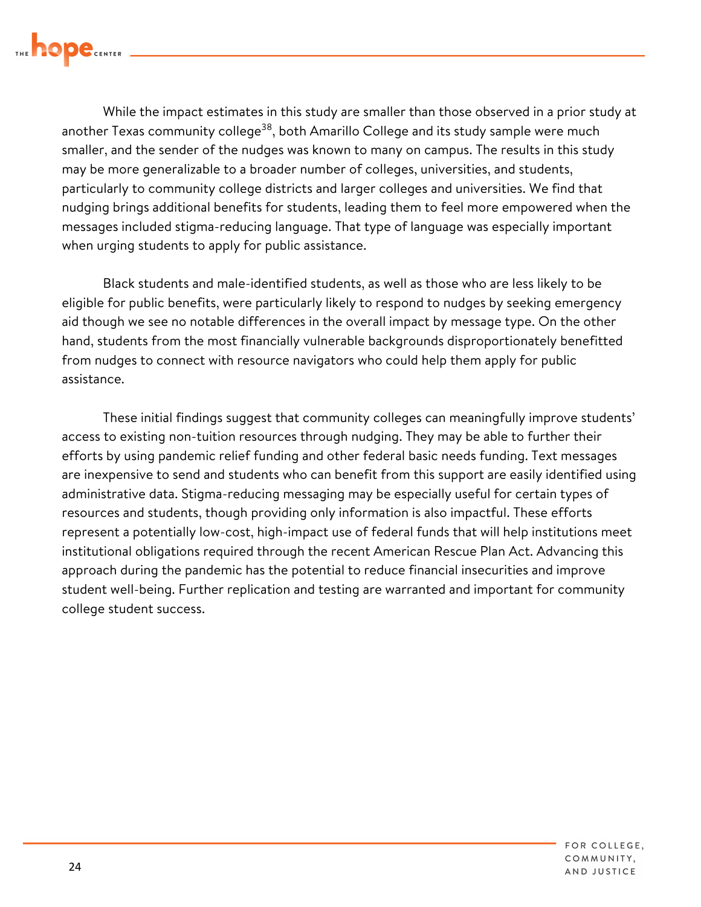While the impact estimates in this study are smaller than those observed in a prior study at another Texas community college[38], both Amarillo College and its study sample were much smaller, and the sender of the nudges was known to many on campus. The results in this study may be more generalizable to a broader number of colleges, universities, and students, particularly to community college districts and larger colleges and universities. We find that nudging brings additional benefits for students, leading them to feel more empowered when the messages included stigma-reducing language. That type of language was especially important when urging students to apply for public assistance.

Black students and male-identified students, as well as those who are less likely to be eligible for public benefits, were particularly likely to respond to nudges by seeking emergency aid though we see no notable differences in the overall impact by message type. On the other hand, students from the most financially vulnerable backgrounds disproportionately benefitted from nudges to connect with resource navigators who could help them apply for public assistance.

These initial findings suggest that community colleges can meaningfully improve students' access to existing non-tuition resources through nudging. They may be able to further their efforts by using pandemic relief funding and other federal basic needs funding. Text messages are inexpensive to send and students who can benefit from this support are easily identified using administrative data. Stigma-reducing messaging may be especially useful for certain types of resources and students, though providing only information is also impactful. These efforts represent a potentially low-cost, high-impact use of federal funds that will help institutions meet institutional obligations required through the recent American Rescue Plan Act. Advancing this approach during the pandemic has the potential to reduce financial insecurities and improve student well-being. Further replication and testing are warranted and important for community college student success.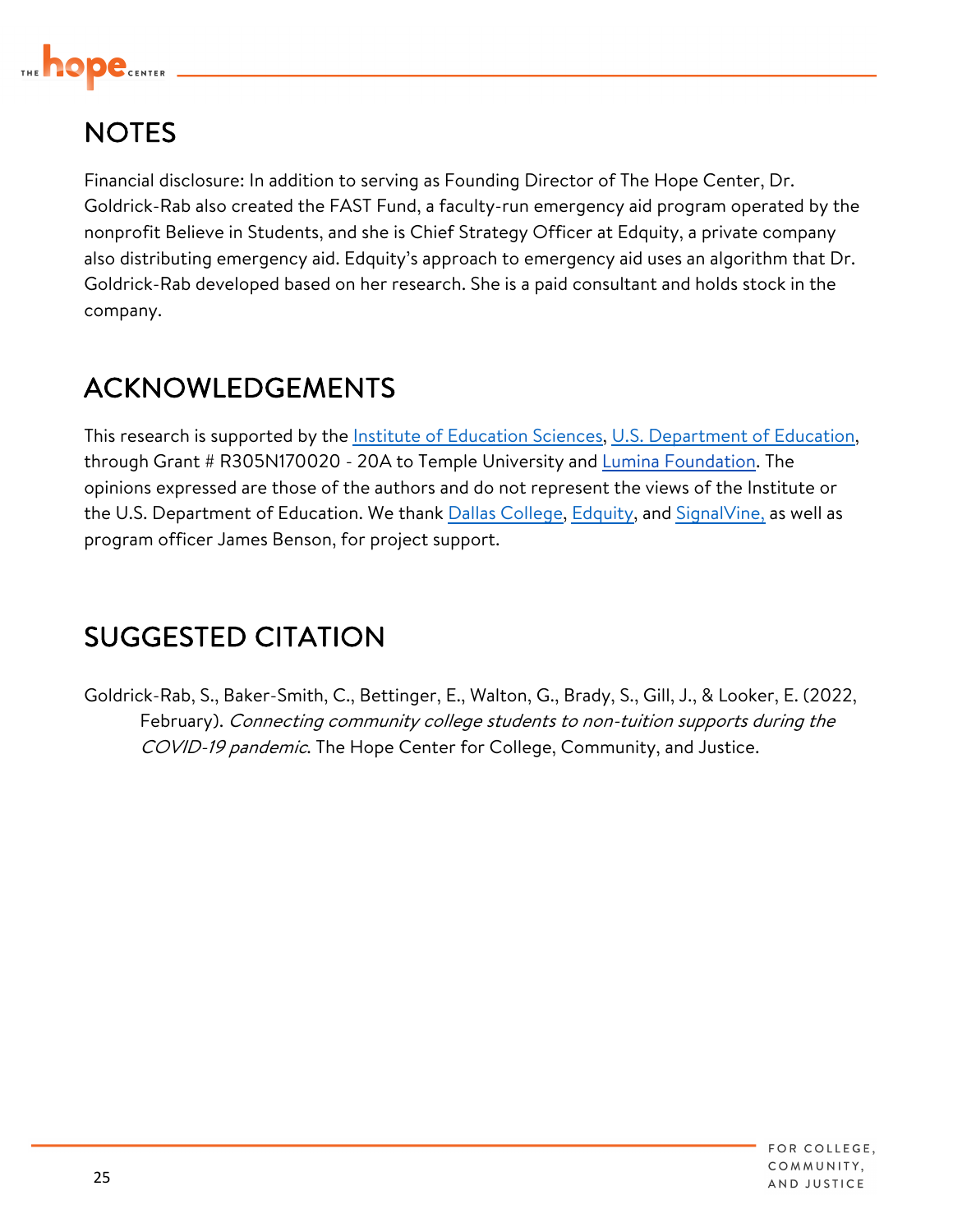## NOTES

Financial disclosure: In addition to serving as Founding Director of The Hope Center, Dr. Goldrick-Rab also created the FAST Fund, a faculty-run emergency aid program operated by the nonprofit Believe in Students, and she is Chief Strategy Officer at Edquity, a private company also distributing emergency aid. Edquity's approach to emergency aid uses an algorithm that Dr. Goldrick-Rab developed based on her research. She is a paid consultant and holds stock in the company.

## ACKNOWLEDGEMENTS

This research is supported by the Institute of Education Sciences, U.S. Department of Education, through Grant # R305N170020 - 20A to Temple University and Lumina Foundation. The opinions expressed are those of the authors and do not represent the views of the Institute or the U.S. Department of Education. We thank Dallas College, Edquity, and SignalVine, as well as program officer James Benson, for project support.

## SUGGESTED CITATION

Goldrick-Rab, S., Baker-Smith, C., Bettinger, E., Walton, G., Brady, S., Gill, J., & Looker, E. (2022, February). *Connecting community college students to non-tuition supports during the COVID-19 pandemic*. The Hope Center for College, Community, and Justice.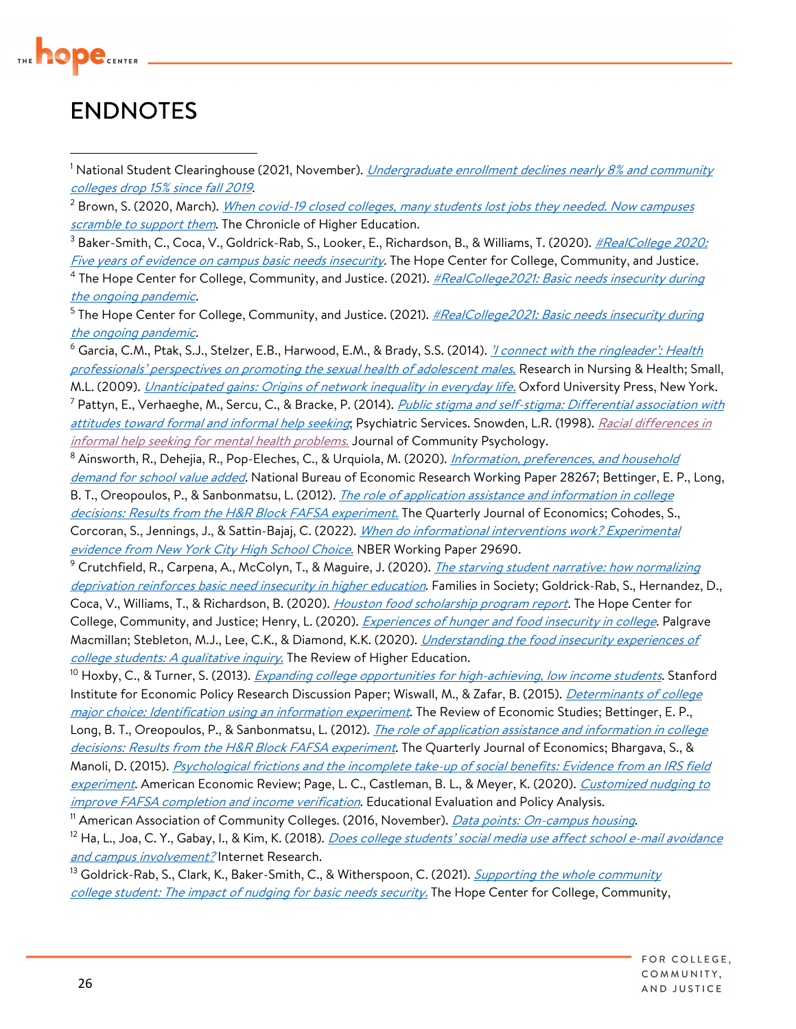# ENDNOTES

[1] National Student Clearinghouse (2021, November). *Undergraduate enrollment declines nearly 8% and community colleges drop 15% since fall 2019*.

[2] Brown, S. (2020, March). *When covid-19 closed colleges, many students lost jobs they needed. Now campuses scramble to support them*. The Chronicle of Higher Education.

[3] Baker-Smith, C., Coca, V., Goldrick-Rab, S., Looker, E., Richardson, B., & Williams, T. (2020). *#RealCollege 2020: Five years of evidence on campus basic needs insecurity*. The Hope Center for College, Community, and Justice.

[4] The Hope Center for College, Community, and Justice. (2021). *#RealCollege2021: Basic needs insecurity during the ongoing pandemic*.

[5] The Hope Center for College, Community, and Justice. (2021). *#RealCollege2021: Basic needs insecurity during the ongoing pandemic*.

[6] Garcia, C.M., Ptak, S.J., Stelzer, E.B., Harwood, E.M., & Brady, S.S. (2014). *'I connect with the ringleader': Health professionals' perspectives on promoting the sexual health of adolescent males.* Research in Nursing & Health; Small, M.L. (2009). *Unanticipated gains: Origins of network inequality in everyday life.* Oxford University Press, New York.

[7] Pattyn, E., Verhaeghe, M., Sercu, C., & Bracke, P. (2014). *Public stigma and self-stigma: Differential association with attitudes toward formal and informal help seeking*; Psychiatric Services. Snowden, L.R. (1998). *Racial differences in informal help seeking for mental health problems.* Journal of Community Psychology.

[8] Ainsworth, R., Dehejia, R., Pop-Eleches, C., & Urquiola, M. (2020). *Information, preferences, and household demand for school value added*. National Bureau of Economic Research Working Paper 28267; Bettinger, E. P., Long, B. T., Oreopoulos, P., & Sanbonmatsu, L. (2012). *The role of application assistance and information in college decisions: Results from the H&R Block FAFSA experiment.* The Quarterly Journal of Economics; Cohodes, S., Corcoran, S., Jennings, J., & Sattin-Bajaj, C. (2022). *When do informational interventions work? Experimental evidence from New York City High School Choice.* NBER Working Paper 29690.

[9] Crutchfield, R., Carpena, A., McColyn, T., & Maguire, J. (2020). *The starving student narrative: how normalizing deprivation reinforces basic need insecurity in higher education*. Families in Society; Goldrick-Rab, S., Hernandez, D., Coca, V., Williams, T., & Richardson, B. (2020). *Houston food scholarship program report.* The Hope Center for College, Community, and Justice; Henry, L. (2020). *Experiences of hunger and food insecurity in college*. Palgrave Macmillan; Stebleton, M.J., Lee, C.K., & Diamond, K.K. (2020). *Understanding the food insecurity experiences of college students: A qualitative inquiry.* The Review of Higher Education.

[10] Hoxby, C., & Turner, S. (2013). *Expanding college opportunities for high-achieving, low income students*. Stanford Institute for Economic Policy Research Discussion Paper; Wiswall, M., & Zafar, B. (2015). *Determinants of college major choice: Identification using an information experiment*. The Review of Economic Studies; Bettinger, E. P., Long, B. T., Oreopoulos, P., & Sanbonmatsu, L. (2012). *The role of application assistance and information in college decisions: Results from the H&R Block FAFSA experiment*. The Quarterly Journal of Economics; Bhargava, S., & Manoli, D. (2015). *Psychological frictions and the incomplete take-up of social benefits: Evidence from an IRS field experiment*. American Economic Review; Page, L. C., Castleman, B. L., & Meyer, K. (2020). *Customized nudging to improve FAFSA completion and income verification*. Educational Evaluation and Policy Analysis.

[11] American Association of Community Colleges. (2016, November). *Data points: On-campus housing*.

[12] Ha, L., Joa, C. Y., Gabay, I., & Kim, K. (2018). *Does college students' social media use affect school e-mail avoidance and campus involvement?* Internet Research.

[13] Goldrick-Rab, S., Clark, K., Baker-Smith, C., & Witherspoon, C. (2021). *Supporting the whole community college student: The impact of nudging for basic needs security.* The Hope Center for College, Community,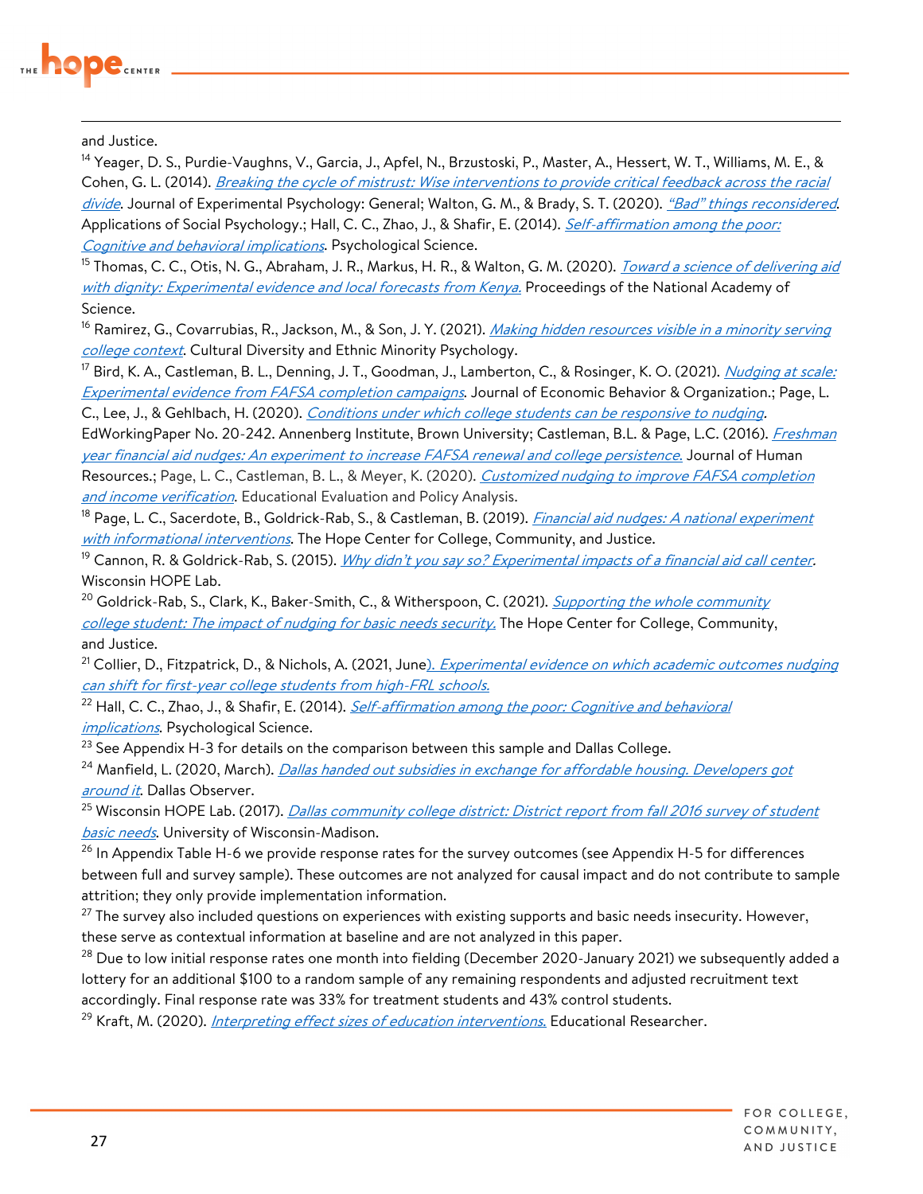and Justice.

[14] Yeager, D. S., Purdie-Vaughns, V., Garcia, J., Apfel, N., Brzustoski, P., Master, A., Hessert, W. T., Williams, M. E., & Cohen, G. L. (2014). *Breaking the cycle of mistrust: Wise interventions to provide critical feedback across the racial divide*. Journal of Experimental Psychology: General; Walton, G. M., & Brady, S. T. (2020). *"Bad" things reconsidered*. Applications of Social Psychology.; Hall, C. C., Zhao, J., & Shafir, E. (2014). *Self-affirmation among the poor: Cognitive and behavioral implications*. Psychological Science.

[15] Thomas, C. C., Otis, N. G., Abraham, J. R., Markus, H. R., & Walton, G. M. (2020). *Toward a science of delivering aid with dignity: Experimental evidence and local forecasts from Kenya.* Proceedings of the National Academy of Science.

[16] Ramirez, G., Covarrubias, R., Jackson, M., & Son, J. Y. (2021). *Making hidden resources visible in a minority serving college context*. Cultural Diversity and Ethnic Minority Psychology.

[17] Bird, K. A., Castleman, B. L., Denning, J. T., Goodman, J., Lamberton, C., & Rosinger, K. O. (2021). *Nudging at scale: Experimental evidence from FAFSA completion campaigns*. Journal of Economic Behavior & Organization.; Page, L. C., Lee, J., & Gehlbach, H. (2020). *Conditions under which college students can be responsive to nudging*. EdWorkingPaper No. 20-242. Annenberg Institute, Brown University; Castleman, B.L. & Page, L.C. (2016). *Freshman year financial aid nudges: An experiment to increase FAFSA renewal and college persistence.* Journal of Human Resources.; Page, L. C., Castleman, B. L., & Meyer, K. (2020). *Customized nudging to improve FAFSA completion and income verification*. Educational Evaluation and Policy Analysis.

[18] Page, L. C., Sacerdote, B., Goldrick-Rab, S., & Castleman, B. (2019). *Financial aid nudges: A national experiment with informational interventions*. The Hope Center for College, Community, and Justice.

[19] Cannon, R. & Goldrick-Rab, S. (2015). *Why didn't you say so? Experimental impacts of a financial aid call center*. Wisconsin HOPE Lab.

[20] Goldrick-Rab, S., Clark, K., Baker-Smith, C., & Witherspoon, C. (2021). *Supporting the whole community college student: The impact of nudging for basic needs security.* The Hope Center for College, Community, and Justice.

[21] Collier, D., Fitzpatrick, D., & Nichols, A. (2021, June). *Experimental evidence on which academic outcomes nudging can shift for first-year college students from high-FRL schools.*

[22] Hall, C. C., Zhao, J., & Shafir, E. (2014). *Self-affirmation among the poor: Cognitive and behavioral implications*. Psychological Science.

[23] See Appendix H-3 for details on the comparison between this sample and Dallas College.

[24] Manfield, L. (2020, March). *Dallas handed out subsidies in exchange for affordable housing. Developers got around it*. Dallas Observer.

[25] Wisconsin HOPE Lab. (2017). *Dallas community college district: District report from fall 2016 survey of student basic needs*. University of Wisconsin-Madison.

[26] In Appendix Table H-6 we provide response rates for the survey outcomes (see Appendix H-5 for differences between full and survey sample). These outcomes are not analyzed for causal impact and do not contribute to sample attrition; they only provide implementation information.

[27] The survey also included questions on experiences with existing supports and basic needs insecurity. However, these serve as contextual information at baseline and are not analyzed in this paper.

[28] Due to low initial response rates one month into fielding (December 2020-January 2021) we subsequently added a lottery for an additional $100 to a random sample of any remaining respondents and adjusted recruitment text accordingly. Final response rate was 33% for treatment students and 43% control students.

[29] Kraft, M. (2020). *Interpreting effect sizes of education interventions.* Educational Researcher.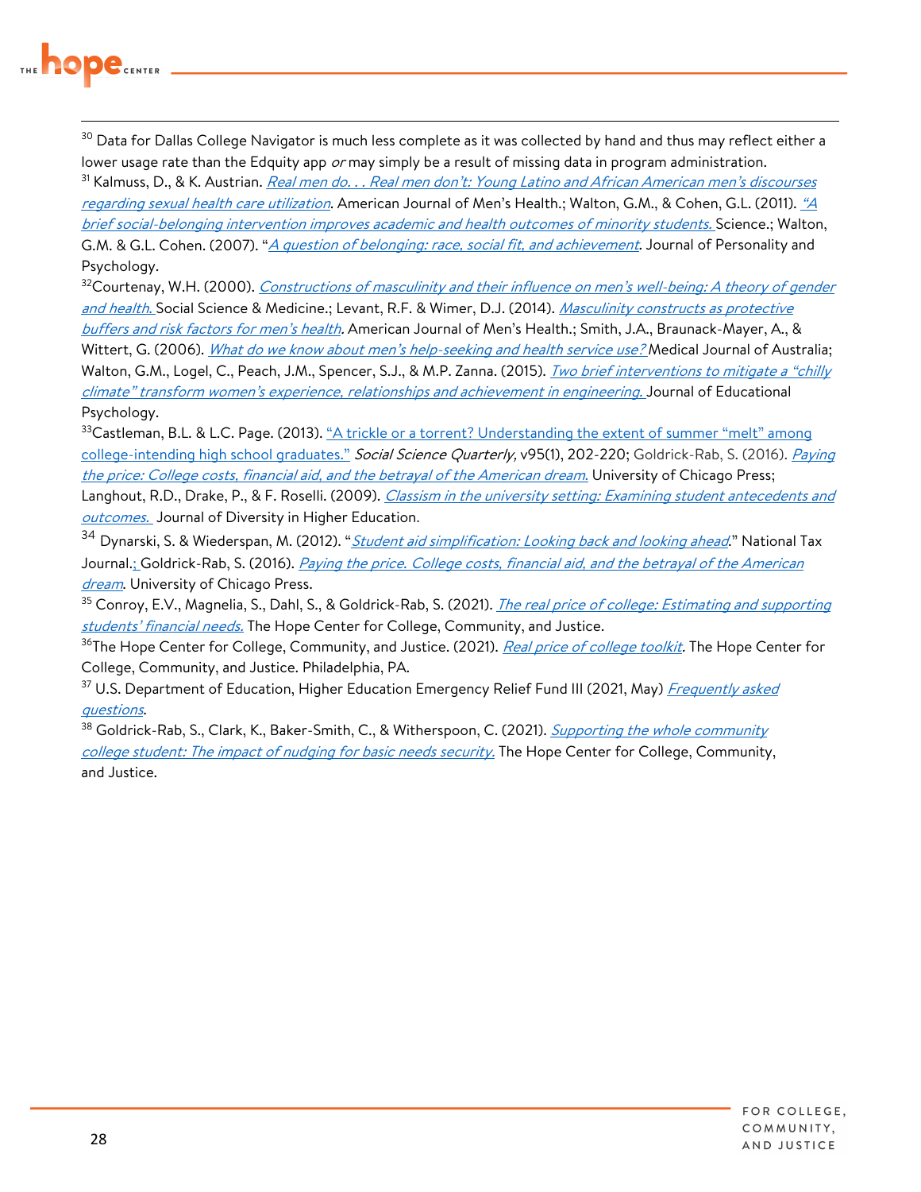[30] Data for Dallas College Navigator is much less complete as it was collected by hand and thus may reflect either a lower usage rate than the Edquity app *or* may simply be a result of missing data in program administration.

[31] Kalmuss, D., & K. Austrian. *Real men do. . . Real men don't: Young Latino and African American men's discourses regarding sexual health care utilization*. American Journal of Men's Health.; Walton, G.M., & Cohen, G.L. (2011). *"A brief social-belonging intervention improves academic and health outcomes of minority students.* Science.; Walton, G.M. & G.L. Cohen. (2007). "*A question of belonging: race, social fit, and achievement*. Journal of Personality and Psychology.

[32] Courtenay, W.H. (2000). *Constructions of masculinity and their influence on men's well-being: A theory of gender and health.* Social Science & Medicine.; Levant, R.F. & Wimer, D.J. (2014). *Masculinity constructs as protective buffers and risk factors for men's health*. American Journal of Men's Health.; Smith, J.A., Braunack-Mayer, A., & Wittert, G. (2006). *What do we know about men's help-seeking and health service use?* Medical Journal of Australia; Walton, G.M., Logel, C., Peach, J.M., Spencer, S.J., & M.P. Zanna. (2015). *Two brief interventions to mitigate a "chilly climate" transform women's experience, relationships and achievement in engineering.* Journal of Educational Psychology.

[33] Castleman, B.L. & L.C. Page. (2013). "A trickle or a torrent? Understanding the extent of summer "melt" among college-intending high school graduates." *Social Science Quarterly,* v95(1), 202-220; Goldrick-Rab, S. (2016). *Paying the price: College costs, financial aid, and the betrayal of the American dream.* University of Chicago Press; Langhout, R.D., Drake, P., & F. Roselli. (2009). *Classism in the university setting: Examining student antecedents and outcomes.* Journal of Diversity in Higher Education.

[34] Dynarski, S. & Wiederspan, M. (2012). "*Student aid simplification: Looking back and looking ahead*." National Tax Journal.; Goldrick-Rab, S. (2016). *Paying the price. College costs, financial aid, and the betrayal of the American dream*. University of Chicago Press.

[35] Conroy, E.V., Magnelia, S., Dahl, S., & Goldrick-Rab, S. (2021). *The real price of college: Estimating and supporting students' financial needs.* The Hope Center for College, Community, and Justice.

[36] The Hope Center for College, Community, and Justice. (2021). *Real price of college toolkit*. The Hope Center for College, Community, and Justice. Philadelphia, PA.

[37] U.S. Department of Education, Higher Education Emergency Relief Fund III (2021, May) *Frequently asked questions*.

[38] Goldrick-Rab, S., Clark, K., Baker-Smith, C., & Witherspoon, C. (2021). *Supporting the whole community college student: The impact of nudging for basic needs security.* The Hope Center for College, Community, and Justice.